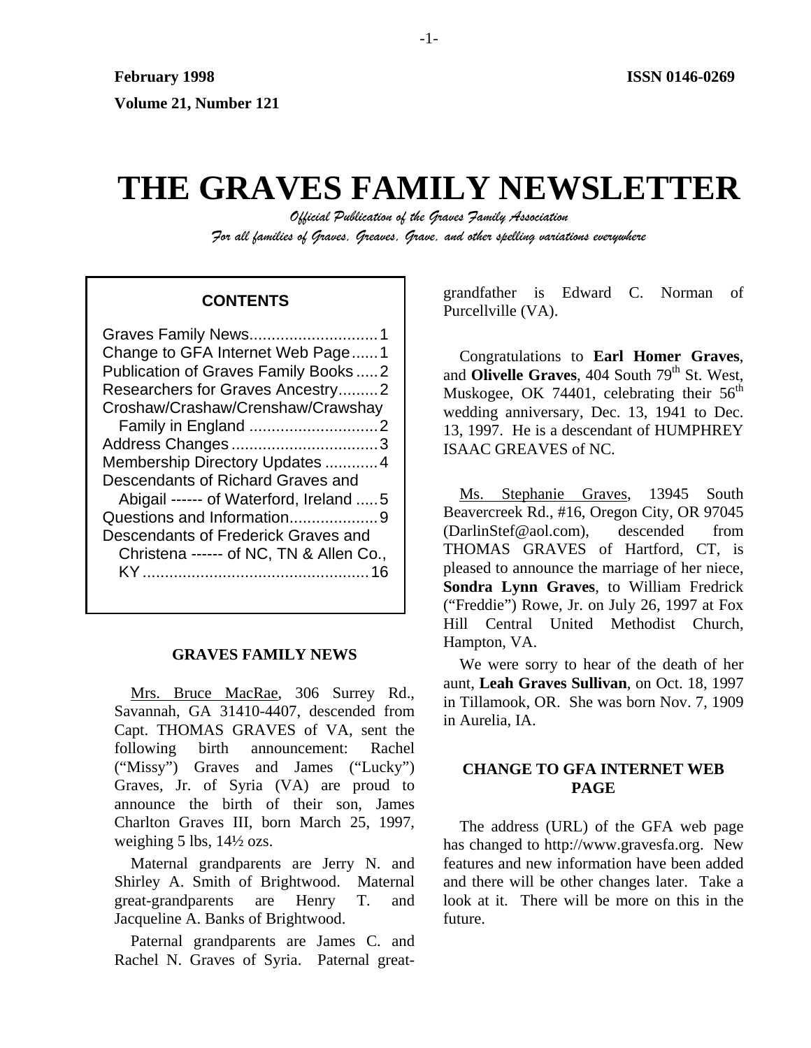February 1998 ISSN 0146-0269

Volume 21, Number 121

# THE GRAVES FAMILY NEWSLETTER

*Official Publication of the Graves Family Association*

*For all families of Graves, Greaves, Grave, and other spelling variations everywhere*

**CONTENTS**

Graves Family News.............................1
Change to GFA Internet Web Page......1
Publication of Graves Family Books.....2
Researchers for Graves Ancestry.........2
Croshaw/Crashaw/Crenshaw/Crawshay Family in England .............................2
Address Changes.................................3
Membership Directory Updates ............4
Descendants of Richard Graves and Abigail ------ of Waterford, Ireland .....5
Questions and Information....................9
Descendants of Frederick Graves and Christena ------ of NC, TN & Allen Co., KY....................................................16

## GRAVES FAMILY NEWS

Mrs. Bruce MacRae, 306 Surrey Rd., Savannah, GA 31410-4407, descended from Capt. THOMAS GRAVES of VA, sent the following birth announcement: Rachel ("Missy") Graves and James ("Lucky") Graves, Jr. of Syria (VA) are proud to announce the birth of their son, James Charlton Graves III, born March 25, 1997, weighing 5 lbs, 14½ ozs.

Maternal grandparents are Jerry N. and Shirley A. Smith of Brightwood. Maternal great-grandparents are Henry T. and Jacqueline A. Banks of Brightwood.

Paternal grandparents are James C. and Rachel N. Graves of Syria. Paternal great-grandfather is Edward C. Norman of Purcellville (VA).

Congratulations to **Earl Homer Graves**, and **Olivelle Graves**, 404 South 79th St. West, Muskogee, OK 74401, celebrating their 56th wedding anniversary, Dec. 13, 1941 to Dec. 13, 1997. He is a descendant of HUMPHREY ISAAC GREAVES of NC.

Ms. Stephanie Graves, 13945 South Beavercreek Rd., #16, Oregon City, OR 97045 (DarlinStef@aol.com), descended from THOMAS GRAVES of Hartford, CT, is pleased to announce the marriage of her niece, **Sondra Lynn Graves**, to William Fredrick ("Freddie") Rowe, Jr. on July 26, 1997 at Fox Hill Central United Methodist Church, Hampton, VA.

We were sorry to hear of the death of her aunt, **Leah Graves Sullivan**, on Oct. 18, 1997 in Tillamook, OR. She was born Nov. 7, 1909 in Aurelia, IA.

## CHANGE TO GFA INTERNET WEB PAGE

The address (URL) of the GFA web page has changed to http://www.gravesfa.org. New features and new information have been added and there will be other changes later. Take a look at it. There will be more on this in the future.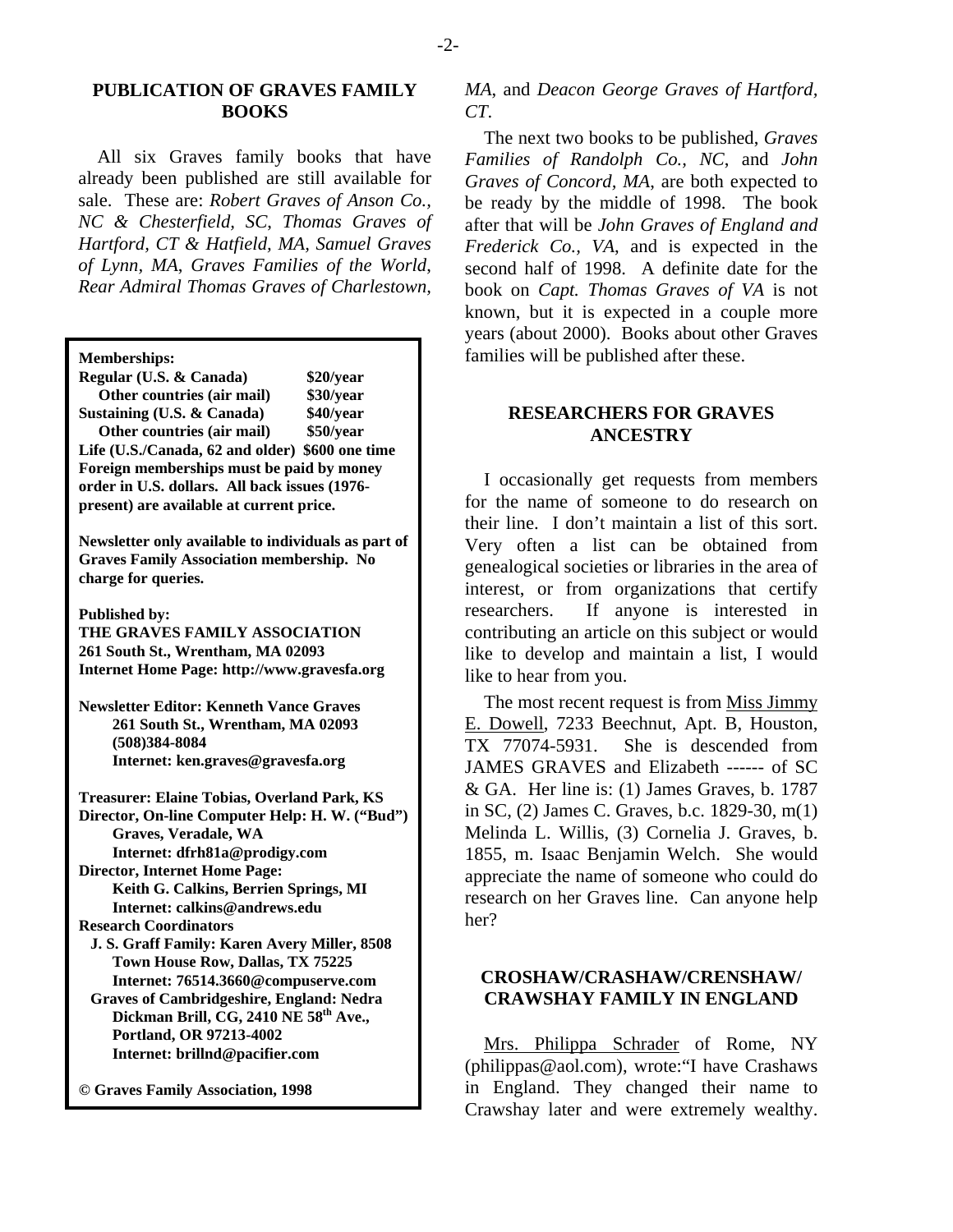## PUBLICATION OF GRAVES FAMILY BOOKS

All six Graves family books that have already been published are still available for sale. These are: *Robert Graves of Anson Co., NC & Chesterfield, SC*, *Thomas Graves of Hartford, CT & Hatfield, MA*, *Samuel Graves of Lynn, MA*, *Graves Families of the World*, *Rear Admiral Thomas Graves of Charlestown, MA*, and *Deacon George Graves of Hartford, CT*.

The next two books to be published, *Graves Families of Randolph Co., NC*, and *John Graves of Concord, MA*, are both expected to be ready by the middle of 1998. The book after that will be *John Graves of England and Frederick Co., VA*, and is expected in the second half of 1998. A definite date for the book on *Capt. Thomas Graves of VA* is not known, but it is expected in a couple more years (about 2000). Books about other Graves families will be published after these.

**Memberships:**

| | |
|---|---|
| **Regular (U.S. & Canada)** | **$20/year** |
| **Other countries (air mail)** | **$30/year** |
| **Sustaining (U.S. & Canada)** | **$40/year** |
| **Other countries (air mail)** | **$50/year** |
| **Life (U.S./Canada, 62 and older)** | **$600 one time** |

**Foreign memberships must be paid by money order in U.S. dollars. All back issues (1976-present) are available at current price.**

**Newsletter only available to individuals as part of Graves Family Association membership. No charge for queries.**

**Published by:**
**THE GRAVES FAMILY ASSOCIATION**
**261 South St., Wrentham, MA 02093**
**Internet Home Page: http://www.gravesfa.org**

**Newsletter Editor: Kenneth Vance Graves**
**261 South St., Wrentham, MA 02093**
**(508)384-8084**
**Internet: ken.graves@gravesfa.org**

**Treasurer: Elaine Tobias, Overland Park, KS**
**Director, On-line Computer Help: H. W. ("Bud") Graves, Veradale, WA**
**Internet: dfrh81a@prodigy.com**
**Director, Internet Home Page:**
**Keith G. Calkins, Berrien Springs, MI**
**Internet: calkins@andrews.edu**
**Research Coordinators**
**J. S. Graff Family: Karen Avery Miller, 8508 Town House Row, Dallas, TX 75225**
**Internet: 76514.3660@compuserve.com**
**Graves of Cambridgeshire, England: Nedra Dickman Brill, CG, 2410 NE 58th Ave., Portland, OR 97213-4002**
**Internet: brillnd@pacifier.com**

**© Graves Family Association, 1998**

## RESEARCHERS FOR GRAVES ANCESTRY

I occasionally get requests from members for the name of someone to do research on their line. I don't maintain a list of this sort. Very often a list can be obtained from genealogical societies or libraries in the area of interest, or from organizations that certify researchers. If anyone is interested in contributing an article on this subject or would like to develop and maintain a list, I would like to hear from you.

The most recent request is from Miss Jimmy E. Dowell, 7233 Beechnut, Apt. B, Houston, TX 77074-5931. She is descended from JAMES GRAVES and Elizabeth ------ of SC & GA. Her line is: (1) James Graves, b. 1787 in SC, (2) James C. Graves, b.c. 1829-30, m(1) Melinda L. Willis, (3) Cornelia J. Graves, b. 1855, m. Isaac Benjamin Welch. She would appreciate the name of someone who could do research on her Graves line. Can anyone help her?

## CROSHAW/CRASHAW/CRENSHAW/ CRAWSHAY FAMILY IN ENGLAND

Mrs. Philippa Schrader of Rome, NY (philippas@aol.com), wrote:"I have Crashaws in England. They changed their name to Crawshay later and were extremely wealthy.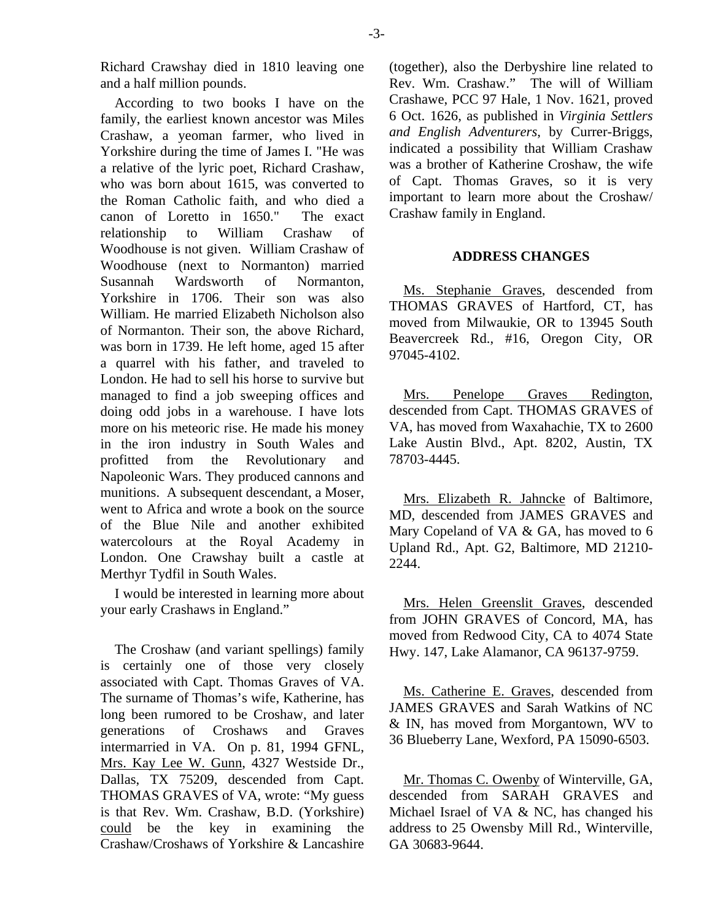Richard Crawshay died in 1810 leaving one and a half million pounds.

According to two books I have on the family, the earliest known ancestor was Miles Crashaw, a yeoman farmer, who lived in Yorkshire during the time of James I. "He was a relative of the lyric poet, Richard Crashaw, who was born about 1615, was converted to the Roman Catholic faith, and who died a canon of Loretto in 1650." The exact relationship to William Crashaw of Woodhouse is not given. William Crashaw of Woodhouse (next to Normanton) married Susannah Wardsworth of Normanton, Yorkshire in 1706. Their son was also William. He married Elizabeth Nicholson also of Normanton. Their son, the above Richard, was born in 1739. He left home, aged 15 after a quarrel with his father, and traveled to London. He had to sell his horse to survive but managed to find a job sweeping offices and doing odd jobs in a warehouse. I have lots more on his meteoric rise. He made his money in the iron industry in South Wales and profitted from the Revolutionary and Napoleonic Wars. They produced cannons and munitions. A subsequent descendant, a Moser, went to Africa and wrote a book on the source of the Blue Nile and another exhibited watercolours at the Royal Academy in London. One Crawshay built a castle at Merthyr Tydfil in South Wales.

I would be interested in learning more about your early Crashaws in England."

The Croshaw (and variant spellings) family is certainly one of those very closely associated with Capt. Thomas Graves of VA. The surname of Thomas's wife, Katherine, has long been rumored to be Croshaw, and later generations of Croshaws and Graves intermarried in VA. On p. 81, 1994 GFNL, Mrs. Kay Lee W. Gunn, 4327 Westside Dr., Dallas, TX 75209, descended from Capt. THOMAS GRAVES of VA, wrote: "My guess is that Rev. Wm. Crashaw, B.D. (Yorkshire) could be the key in examining the Crashaw/Croshaws of Yorkshire & Lancashire (together), also the Derbyshire line related to Rev. Wm. Crashaw." The will of William Crashawe, PCC 97 Hale, 1 Nov. 1621, proved 6 Oct. 1626, as published in *Virginia Settlers and English Adventurers*, by Currer-Briggs, indicated a possibility that William Crashaw was a brother of Katherine Croshaw, the wife of Capt. Thomas Graves, so it is very important to learn more about the Croshaw/ Crashaw family in England.

## ADDRESS CHANGES

Ms. Stephanie Graves, descended from THOMAS GRAVES of Hartford, CT, has moved from Milwaukie, OR to 13945 South Beavercreek Rd., #16, Oregon City, OR 97045-4102.

Mrs. Penelope Graves Redington, descended from Capt. THOMAS GRAVES of VA, has moved from Waxahachie, TX to 2600 Lake Austin Blvd., Apt. 8202, Austin, TX 78703-4445.

Mrs. Elizabeth R. Jahncke of Baltimore, MD, descended from JAMES GRAVES and Mary Copeland of VA & GA, has moved to 6 Upland Rd., Apt. G2, Baltimore, MD 21210-2244.

Mrs. Helen Greenslit Graves, descended from JOHN GRAVES of Concord, MA, has moved from Redwood City, CA to 4074 State Hwy. 147, Lake Alamanor, CA 96137-9759.

Ms. Catherine E. Graves, descended from JAMES GRAVES and Sarah Watkins of NC & IN, has moved from Morgantown, WV to 36 Blueberry Lane, Wexford, PA 15090-6503.

Mr. Thomas C. Owenby of Winterville, GA, descended from SARAH GRAVES and Michael Israel of VA & NC, has changed his address to 25 Owensby Mill Rd., Winterville, GA 30683-9644.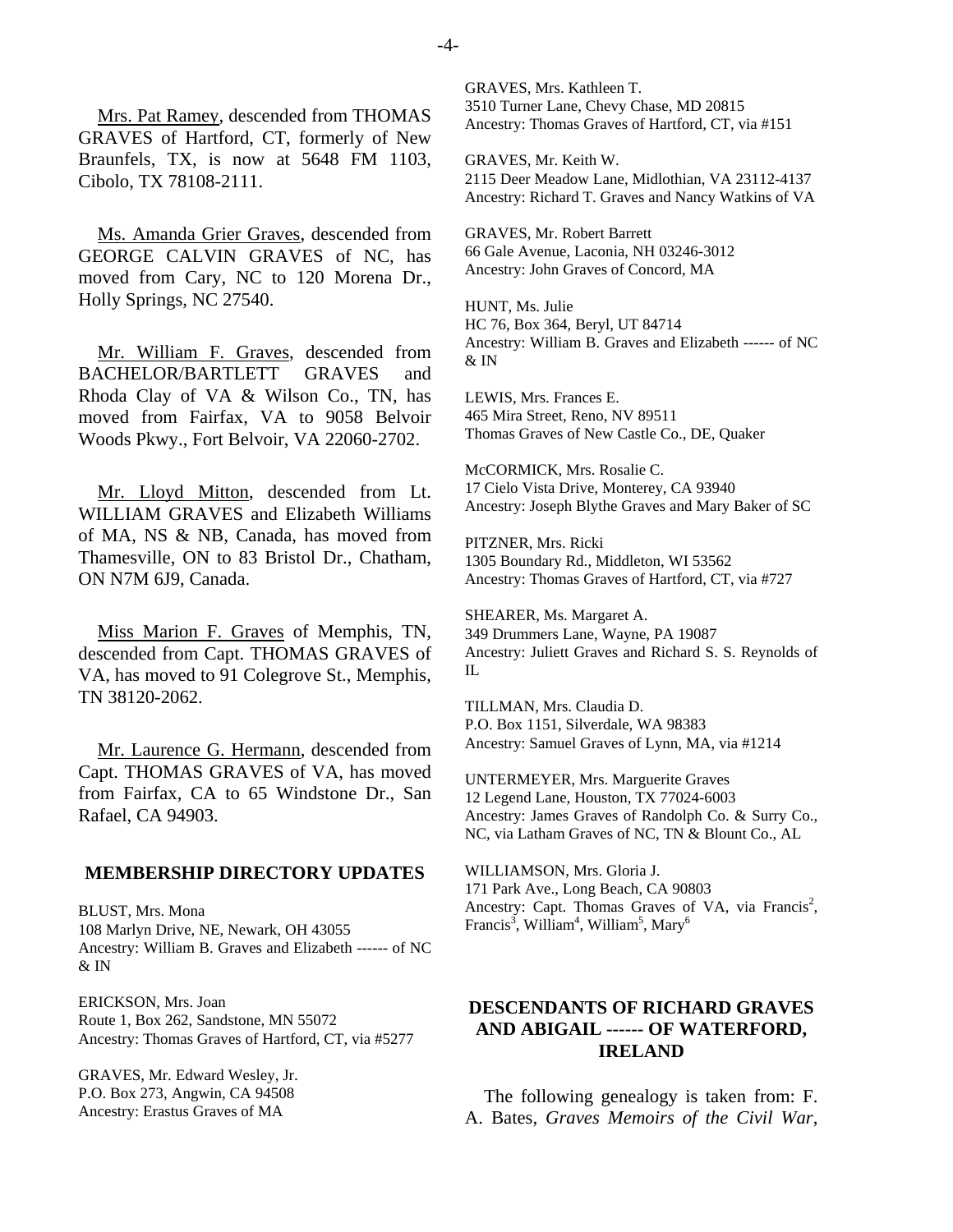Mrs. Pat Ramey, descended from THOMAS GRAVES of Hartford, CT, formerly of New Braunfels, TX, is now at 5648 FM 1103, Cibolo, TX 78108-2111.

Ms. Amanda Grier Graves, descended from GEORGE CALVIN GRAVES of NC, has moved from Cary, NC to 120 Morena Dr., Holly Springs, NC 27540.

Mr. William F. Graves, descended from BACHELOR/BARTLETT GRAVES and Rhoda Clay of VA & Wilson Co., TN, has moved from Fairfax, VA to 9058 Belvoir Woods Pkwy., Fort Belvoir, VA 22060-2702.

Mr. Lloyd Mitton, descended from Lt. WILLIAM GRAVES and Elizabeth Williams of MA, NS & NB, Canada, has moved from Thamesville, ON to 83 Bristol Dr., Chatham, ON N7M 6J9, Canada.

Miss Marion F. Graves of Memphis, TN, descended from Capt. THOMAS GRAVES of VA, has moved to 91 Colegrove St., Memphis, TN 38120-2062.

Mr. Laurence G. Hermann, descended from Capt. THOMAS GRAVES of VA, has moved from Fairfax, CA to 65 Windstone Dr., San Rafael, CA 94903.

## MEMBERSHIP DIRECTORY UPDATES

BLUST, Mrs. Mona
108 Marlyn Drive, NE, Newark, OH 43055
Ancestry: William B. Graves and Elizabeth ------ of NC & IN

ERICKSON, Mrs. Joan
Route 1, Box 262, Sandstone, MN 55072
Ancestry: Thomas Graves of Hartford, CT, via #5277

GRAVES, Mr. Edward Wesley, Jr.
P.O. Box 273, Angwin, CA 94508
Ancestry: Erastus Graves of MA

GRAVES, Mrs. Kathleen T.
3510 Turner Lane, Chevy Chase, MD 20815
Ancestry: Thomas Graves of Hartford, CT, via #151

GRAVES, Mr. Keith W.
2115 Deer Meadow Lane, Midlothian, VA 23112-4137
Ancestry: Richard T. Graves and Nancy Watkins of VA

GRAVES, Mr. Robert Barrett
66 Gale Avenue, Laconia, NH 03246-3012
Ancestry: John Graves of Concord, MA

HUNT, Ms. Julie
HC 76, Box 364, Beryl, UT 84714
Ancestry: William B. Graves and Elizabeth ------ of NC & IN

LEWIS, Mrs. Frances E.
465 Mira Street, Reno, NV 89511
Thomas Graves of New Castle Co., DE, Quaker

McCORMICK, Mrs. Rosalie C.
17 Cielo Vista Drive, Monterey, CA 93940
Ancestry: Joseph Blythe Graves and Mary Baker of SC

PITZNER, Mrs. Ricki
1305 Boundary Rd., Middleton, WI 53562
Ancestry: Thomas Graves of Hartford, CT, via #727

SHEARER, Ms. Margaret A.
349 Drummers Lane, Wayne, PA 19087
Ancestry: Juliett Graves and Richard S. S. Reynolds of IL

TILLMAN, Mrs. Claudia D.
P.O. Box 1151, Silverdale, WA 98383
Ancestry: Samuel Graves of Lynn, MA, via #1214

UNTERMEYER, Mrs. Marguerite Graves
12 Legend Lane, Houston, TX 77024-6003
Ancestry: James Graves of Randolph Co. & Surry Co., NC, via Latham Graves of NC, TN & Blount Co., AL

WILLIAMSON, Mrs. Gloria J.
171 Park Ave., Long Beach, CA 90803
Ancestry: Capt. Thomas Graves of VA, via Francis[2], Francis[3], William[4], William[5], Mary[6]

## DESCENDANTS OF RICHARD GRAVES AND ABIGAIL ------ OF WATERFORD, IRELAND

The following genealogy is taken from: F. A. Bates, *Graves Memoirs of the Civil War*,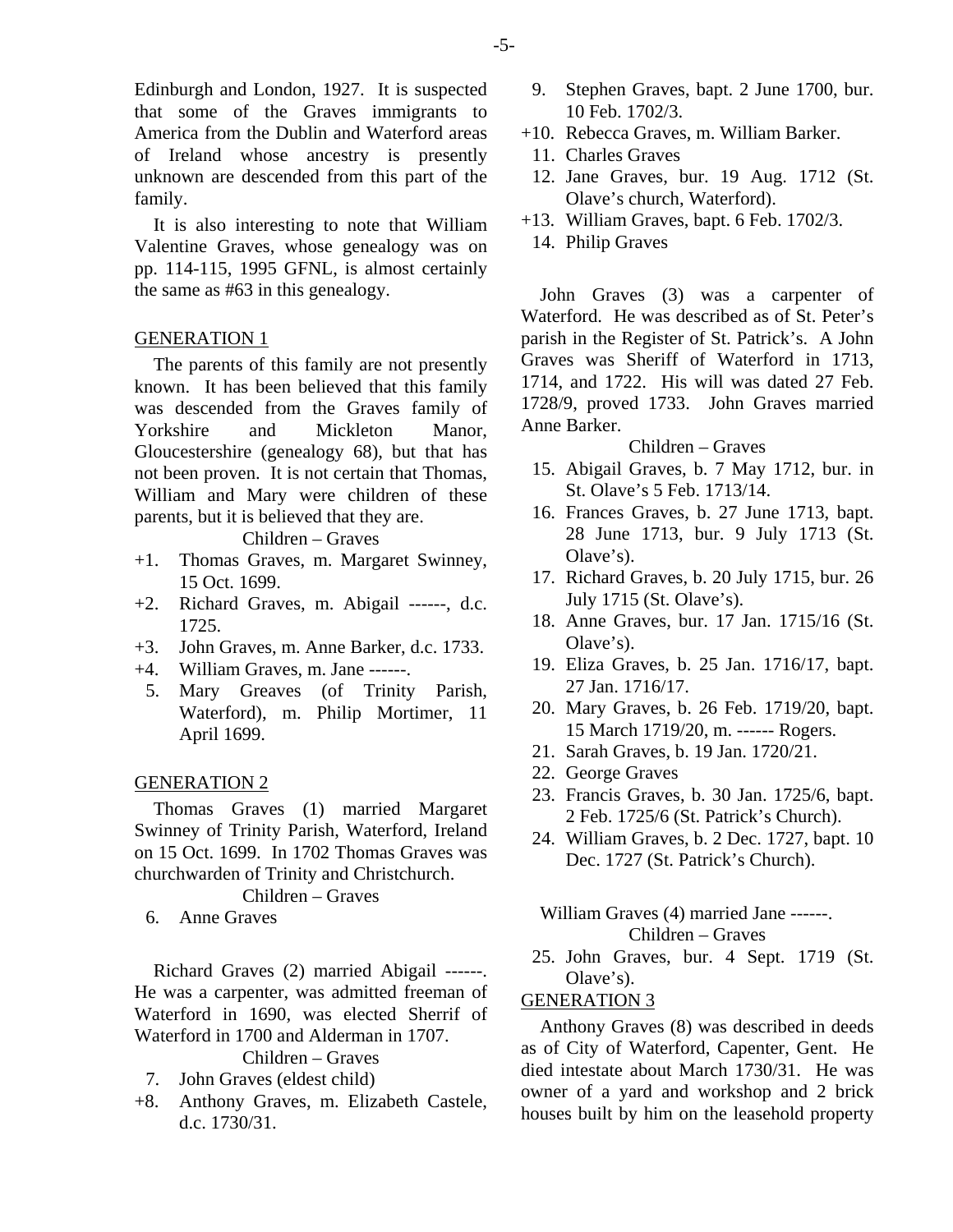Edinburgh and London, 1927. It is suspected that some of the Graves immigrants to America from the Dublin and Waterford areas of Ireland whose ancestry is presently unknown are descended from this part of the family.

It is also interesting to note that William Valentine Graves, whose genealogy was on pp. 114-115, 1995 GFNL, is almost certainly the same as #63 in this genealogy.

## GENERATION 1

The parents of this family are not presently known. It has been believed that this family was descended from the Graves family of Yorkshire and Mickleton Manor, Gloucestershire (genealogy 68), but that has not been proven. It is not certain that Thomas, William and Mary were children of these parents, but it is believed that they are.

Children – Graves

+1. Thomas Graves, m. Margaret Swinney, 15 Oct. 1699.
+2. Richard Graves, m. Abigail ------, d.c. 1725.
+3. John Graves, m. Anne Barker, d.c. 1733.
+4. William Graves, m. Jane ------.
 5. Mary Greaves (of Trinity Parish, Waterford), m. Philip Mortimer, 11 April 1699.

## GENERATION 2

Thomas Graves (1) married Margaret Swinney of Trinity Parish, Waterford, Ireland on 15 Oct. 1699. In 1702 Thomas Graves was churchwarden of Trinity and Christchurch.

Children – Graves

 6. Anne Graves

Richard Graves (2) married Abigail ------. He was a carpenter, was admitted freeman of Waterford in 1690, was elected Sherrif of Waterford in 1700 and Alderman in 1707.

Children – Graves

 7. John Graves (eldest child)
+8. Anthony Graves, m. Elizabeth Castele, d.c. 1730/31.
 9. Stephen Graves, bapt. 2 June 1700, bur. 10 Feb. 1702/3.
+10. Rebecca Graves, m. William Barker.
 11. Charles Graves
 12. Jane Graves, bur. 19 Aug. 1712 (St. Olave's church, Waterford).
+13. William Graves, bapt. 6 Feb. 1702/3.
 14. Philip Graves

John Graves (3) was a carpenter of Waterford. He was described as of St. Peter's parish in the Register of St. Patrick's. A John Graves was Sheriff of Waterford in 1713, 1714, and 1722. His will was dated 27 Feb. 1728/9, proved 1733. John Graves married Anne Barker.

Children – Graves

 15. Abigail Graves, b. 7 May 1712, bur. in St. Olave's 5 Feb. 1713/14.
 16. Frances Graves, b. 27 June 1713, bapt. 28 June 1713, bur. 9 July 1713 (St. Olave's).
 17. Richard Graves, b. 20 July 1715, bur. 26 July 1715 (St. Olave's).
 18. Anne Graves, bur. 17 Jan. 1715/16 (St. Olave's).
 19. Eliza Graves, b. 25 Jan. 1716/17, bapt. 27 Jan. 1716/17.
 20. Mary Graves, b. 26 Feb. 1719/20, bapt. 15 March 1719/20, m. ------ Rogers.
 21. Sarah Graves, b. 19 Jan. 1720/21.
 22. George Graves
 23. Francis Graves, b. 30 Jan. 1725/6, bapt. 2 Feb. 1725/6 (St. Patrick's Church).
 24. William Graves, b. 2 Dec. 1727, bapt. 10 Dec. 1727 (St. Patrick's Church).

William Graves (4) married Jane ------.

Children – Graves

 25. John Graves, bur. 4 Sept. 1719 (St. Olave's).

## GENERATION 3

Anthony Graves (8) was described in deeds as of City of Waterford, Capenter, Gent. He died intestate about March 1730/31. He was owner of a yard and workshop and 2 brick houses built by him on the leasehold property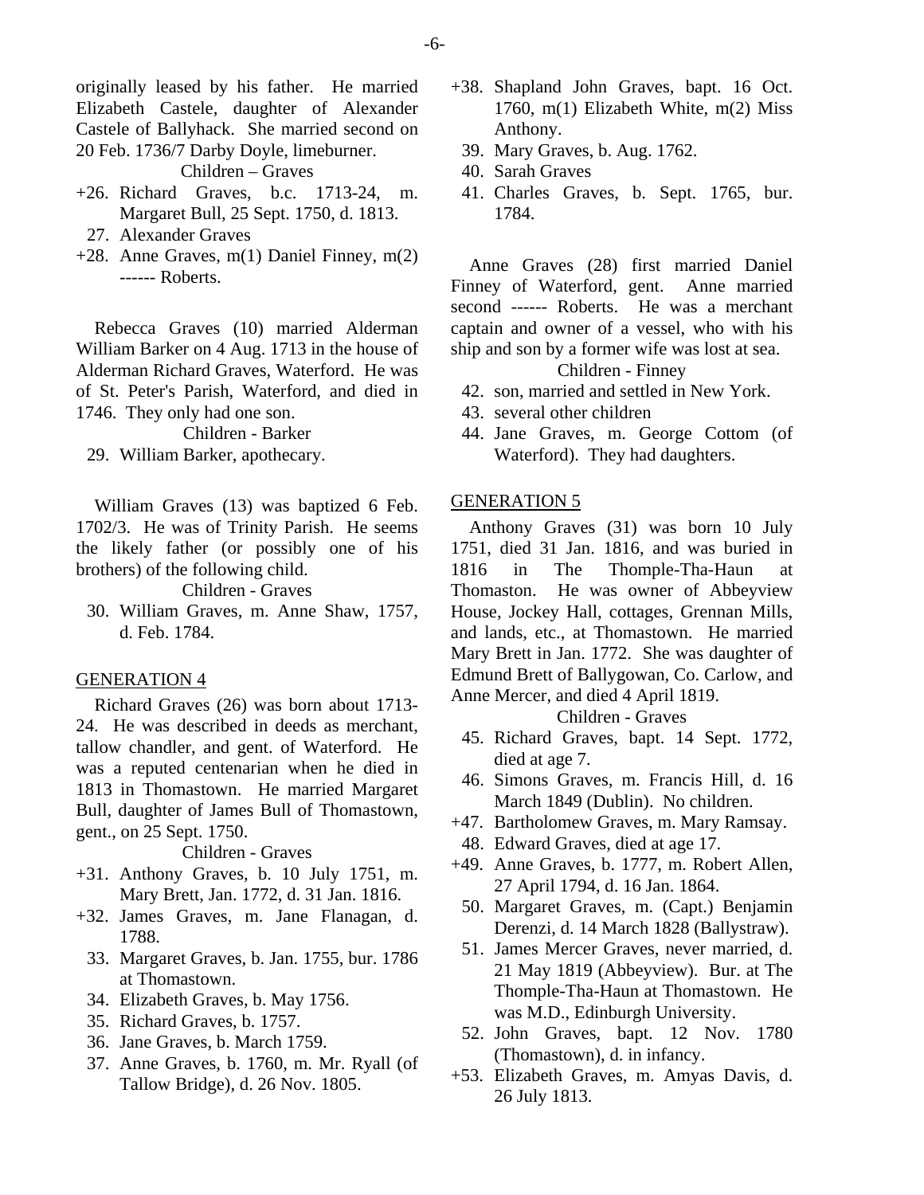originally leased by his father. He married Elizabeth Castele, daughter of Alexander Castele of Ballyhack. She married second on 20 Feb. 1736/7 Darby Doyle, limeburner.

Children – Graves

+26. Richard Graves, b.c. 1713-24, m. Margaret Bull, 25 Sept. 1750, d. 1813.
27. Alexander Graves
+28. Anne Graves, m(1) Daniel Finney, m(2) ------ Roberts.

Rebecca Graves (10) married Alderman William Barker on 4 Aug. 1713 in the house of Alderman Richard Graves, Waterford. He was of St. Peter's Parish, Waterford, and died in 1746. They only had one son.

Children - Barker

29. William Barker, apothecary.

William Graves (13) was baptized 6 Feb. 1702/3. He was of Trinity Parish. He seems the likely father (or possibly one of his brothers) of the following child.

Children - Graves

30. William Graves, m. Anne Shaw, 1757, d. Feb. 1784.

## GENERATION 4

Richard Graves (26) was born about 1713-24. He was described in deeds as merchant, tallow chandler, and gent. of Waterford. He was a reputed centenarian when he died in 1813 in Thomastown. He married Margaret Bull, daughter of James Bull of Thomastown, gent., on 25 Sept. 1750.

Children - Graves

+31. Anthony Graves, b. 10 July 1751, m. Mary Brett, Jan. 1772, d. 31 Jan. 1816.
+32. James Graves, m. Jane Flanagan, d. 1788.
33. Margaret Graves, b. Jan. 1755, bur. 1786 at Thomastown.
34. Elizabeth Graves, b. May 1756.
35. Richard Graves, b. 1757.
36. Jane Graves, b. March 1759.
37. Anne Graves, b. 1760, m. Mr. Ryall (of Tallow Bridge), d. 26 Nov. 1805.
+38. Shapland John Graves, bapt. 16 Oct. 1760, m(1) Elizabeth White, m(2) Miss Anthony.
39. Mary Graves, b. Aug. 1762.
40. Sarah Graves
41. Charles Graves, b. Sept. 1765, bur. 1784.

Anne Graves (28) first married Daniel Finney of Waterford, gent. Anne married second ------ Roberts. He was a merchant captain and owner of a vessel, who with his ship and son by a former wife was lost at sea.

Children - Finney

42. son, married and settled in New York.
43. several other children
44. Jane Graves, m. George Cottom (of Waterford). They had daughters.

## GENERATION 5

Anthony Graves (31) was born 10 July 1751, died 31 Jan. 1816, and was buried in 1816 in The Thomple-Tha-Haun at Thomaston. He was owner of Abbeyview House, Jockey Hall, cottages, Grennan Mills, and lands, etc., at Thomastown. He married Mary Brett in Jan. 1772. She was daughter of Edmund Brett of Ballygowan, Co. Carlow, and Anne Mercer, and died 4 April 1819.

Children - Graves

45. Richard Graves, bapt. 14 Sept. 1772, died at age 7.
46. Simons Graves, m. Francis Hill, d. 16 March 1849 (Dublin). No children.
+47. Bartholomew Graves, m. Mary Ramsay.
48. Edward Graves, died at age 17.
+49. Anne Graves, b. 1777, m. Robert Allen, 27 April 1794, d. 16 Jan. 1864.
50. Margaret Graves, m. (Capt.) Benjamin Derenzi, d. 14 March 1828 (Ballystraw).
51. James Mercer Graves, never married, d. 21 May 1819 (Abbeyview). Bur. at The Thomple-Tha-Haun at Thomastown. He was M.D., Edinburgh University.
52. John Graves, bapt. 12 Nov. 1780 (Thomastown), d. in infancy.
+53. Elizabeth Graves, m. Amyas Davis, d. 26 July 1813.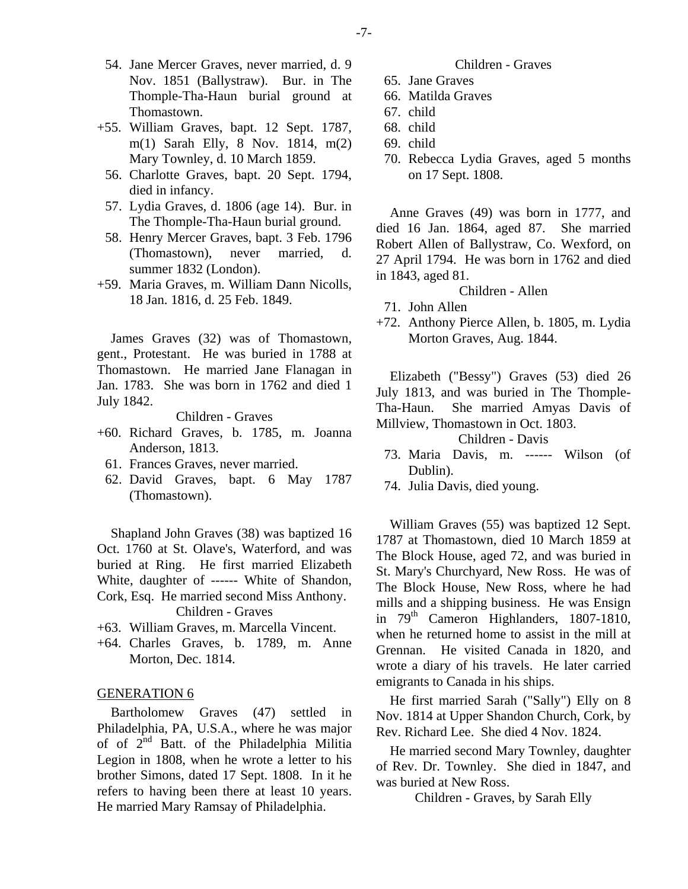54. Jane Mercer Graves, never married, d. 9 Nov. 1851 (Ballystraw). Bur. in The Thomple-Tha-Haun burial ground at Thomastown.
+55. William Graves, bapt. 12 Sept. 1787, m(1) Sarah Elly, 8 Nov. 1814, m(2) Mary Townley, d. 10 March 1859.
56. Charlotte Graves, bapt. 20 Sept. 1794, died in infancy.
57. Lydia Graves, d. 1806 (age 14). Bur. in The Thomple-Tha-Haun burial ground.
58. Henry Mercer Graves, bapt. 3 Feb. 1796 (Thomastown), never married, d. summer 1832 (London).
+59. Maria Graves, m. William Dann Nicolls, 18 Jan. 1816, d. 25 Feb. 1849.

James Graves (32) was of Thomastown, gent., Protestant. He was buried in 1788 at Thomastown. He married Jane Flanagan in Jan. 1783. She was born in 1762 and died 1 July 1842.

Children - Graves

+60. Richard Graves, b. 1785, m. Joanna Anderson, 1813.
61. Frances Graves, never married.
62. David Graves, bapt. 6 May 1787 (Thomastown).

Shapland John Graves (38) was baptized 16 Oct. 1760 at St. Olave's, Waterford, and was buried at Ring. He first married Elizabeth White, daughter of ------ White of Shandon, Cork, Esq. He married second Miss Anthony.

Children - Graves

+63. William Graves, m. Marcella Vincent.
+64. Charles Graves, b. 1789, m. Anne Morton, Dec. 1814.

## GENERATION 6

Bartholomew Graves (47) settled in Philadelphia, PA, U.S.A., where he was major of of 2nd Batt. of the Philadelphia Militia Legion in 1808, when he wrote a letter to his brother Simons, dated 17 Sept. 1808. In it he refers to having been there at least 10 years. He married Mary Ramsay of Philadelphia.

Children - Graves

65. Jane Graves
66. Matilda Graves
67. child
68. child
69. child
70. Rebecca Lydia Graves, aged 5 months on 17 Sept. 1808.

Anne Graves (49) was born in 1777, and died 16 Jan. 1864, aged 87. She married Robert Allen of Ballystraw, Co. Wexford, on 27 April 1794. He was born in 1762 and died in 1843, aged 81.

Children - Allen

71. John Allen
+72. Anthony Pierce Allen, b. 1805, m. Lydia Morton Graves, Aug. 1844.

Elizabeth ("Bessy") Graves (53) died 26 July 1813, and was buried in The Thomple-Tha-Haun. She married Amyas Davis of Millview, Thomastown in Oct. 1803.

Children - Davis

73. Maria Davis, m. ------ Wilson (of Dublin).
74. Julia Davis, died young.

William Graves (55) was baptized 12 Sept. 1787 at Thomastown, died 10 March 1859 at The Block House, aged 72, and was buried in St. Mary's Churchyard, New Ross. He was of The Block House, New Ross, where he had mills and a shipping business. He was Ensign in 79th Cameron Highlanders, 1807-1810, when he returned home to assist in the mill at Grennan. He visited Canada in 1820, and wrote a diary of his travels. He later carried emigrants to Canada in his ships.

He first married Sarah ("Sally") Elly on 8 Nov. 1814 at Upper Shandon Church, Cork, by Rev. Richard Lee. She died 4 Nov. 1824.

He married second Mary Townley, daughter of Rev. Dr. Townley. She died in 1847, and was buried at New Ross.

Children - Graves, by Sarah Elly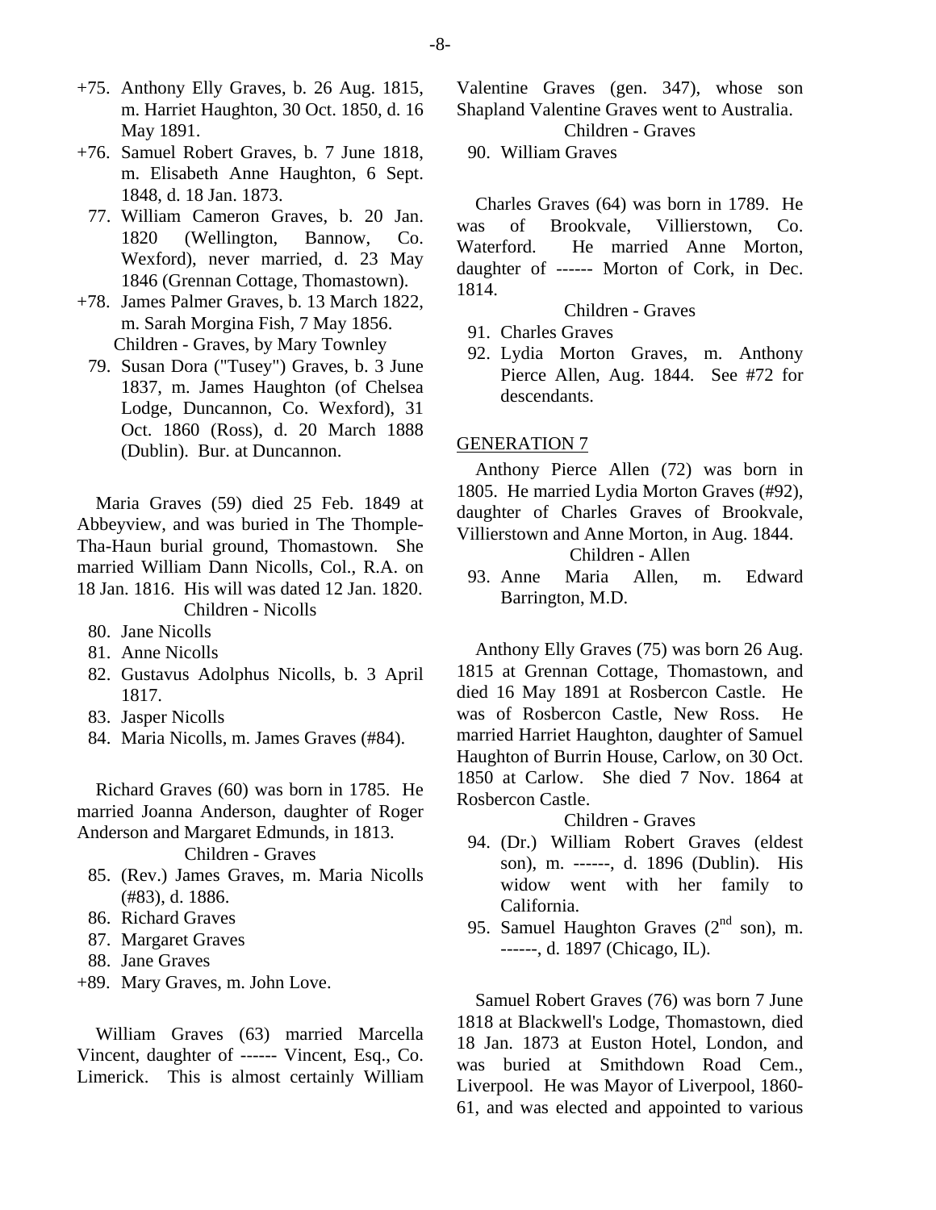+75. Anthony Elly Graves, b. 26 Aug. 1815, m. Harriet Haughton, 30 Oct. 1850, d. 16 May 1891.

+76. Samuel Robert Graves, b. 7 June 1818, m. Elisabeth Anne Haughton, 6 Sept. 1848, d. 18 Jan. 1873.

77. William Cameron Graves, b. 20 Jan. 1820 (Wellington, Bannow, Co. Wexford), never married, d. 23 May 1846 (Grennan Cottage, Thomastown).

+78. James Palmer Graves, b. 13 March 1822, m. Sarah Morgina Fish, 7 May 1856.

Children - Graves, by Mary Townley

79. Susan Dora ("Tusey") Graves, b. 3 June 1837, m. James Haughton (of Chelsea Lodge, Duncannon, Co. Wexford), 31 Oct. 1860 (Ross), d. 20 March 1888 (Dublin). Bur. at Duncannon.

Maria Graves (59) died 25 Feb. 1849 at Abbeyview, and was buried in The Thomple-Tha-Haun burial ground, Thomastown. She married William Dann Nicolls, Col., R.A. on 18 Jan. 1816. His will was dated 12 Jan. 1820.

Children - Nicolls

80. Jane Nicolls
81. Anne Nicolls
82. Gustavus Adolphus Nicolls, b. 3 April 1817.
83. Jasper Nicolls
84. Maria Nicolls, m. James Graves (#84).

Richard Graves (60) was born in 1785. He married Joanna Anderson, daughter of Roger Anderson and Margaret Edmunds, in 1813.

Children - Graves

85. (Rev.) James Graves, m. Maria Nicolls (#83), d. 1886.
86. Richard Graves
87. Margaret Graves
88. Jane Graves

+89. Mary Graves, m. John Love.

William Graves (63) married Marcella Vincent, daughter of ------ Vincent, Esq., Co. Limerick. This is almost certainly William Valentine Graves (gen. 347), whose son Shapland Valentine Graves went to Australia.

Children - Graves

90. William Graves

Charles Graves (64) was born in 1789. He was of Brookvale, Villierstown, Co. Waterford. He married Anne Morton, daughter of ------ Morton of Cork, in Dec. 1814.

Children - Graves

91. Charles Graves
92. Lydia Morton Graves, m. Anthony Pierce Allen, Aug. 1844. See #72 for descendants.

## GENERATION 7

Anthony Pierce Allen (72) was born in 1805. He married Lydia Morton Graves (#92), daughter of Charles Graves of Brookvale, Villierstown and Anne Morton, in Aug. 1844.

Children - Allen

93. Anne Maria Allen, m. Edward Barrington, M.D.

Anthony Elly Graves (75) was born 26 Aug. 1815 at Grennan Cottage, Thomastown, and died 16 May 1891 at Rosbercon Castle. He was of Rosbercon Castle, New Ross. He married Harriet Haughton, daughter of Samuel Haughton of Burrin House, Carlow, on 30 Oct. 1850 at Carlow. She died 7 Nov. 1864 at Rosbercon Castle.

Children - Graves

94. (Dr.) William Robert Graves (eldest son), m. ------, d. 1896 (Dublin). His widow went with her family to California.
95. Samuel Haughton Graves (2nd son), m. ------, d. 1897 (Chicago, IL).

Samuel Robert Graves (76) was born 7 June 1818 at Blackwell's Lodge, Thomastown, died 18 Jan. 1873 at Euston Hotel, London, and was buried at Smithdown Road Cem., Liverpool. He was Mayor of Liverpool, 1860-61, and was elected and appointed to various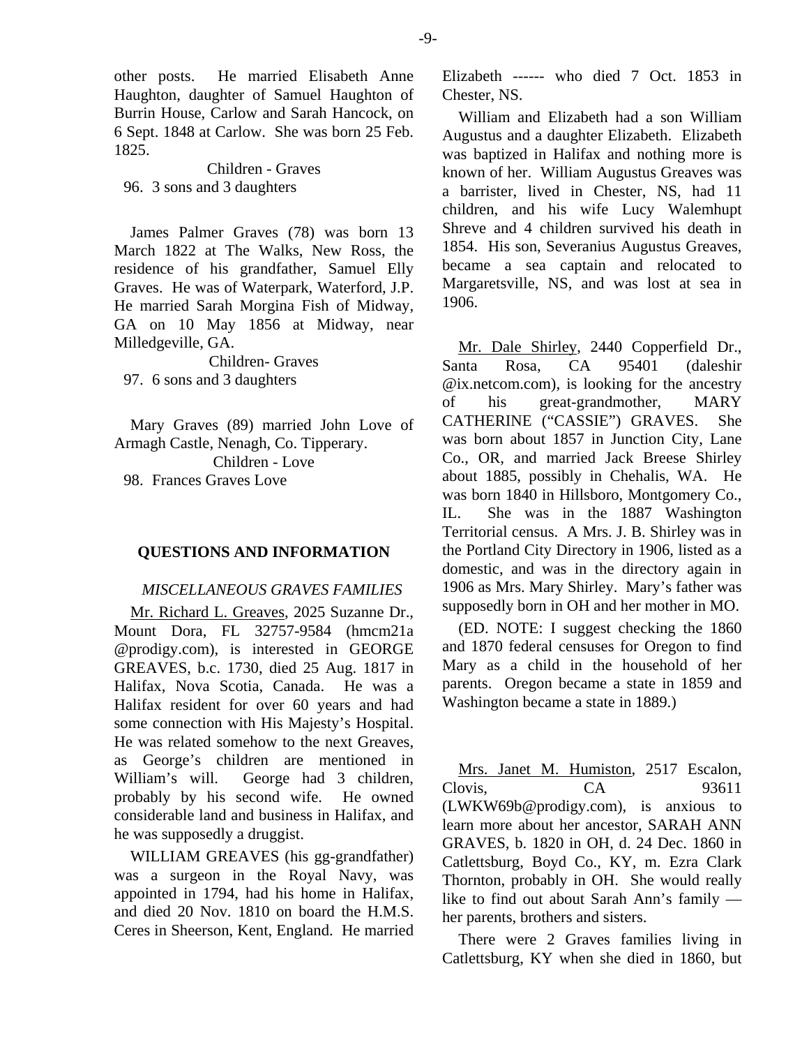other posts. He married Elisabeth Anne Haughton, daughter of Samuel Haughton of Burrin House, Carlow and Sarah Hancock, on 6 Sept. 1848 at Carlow. She was born 25 Feb. 1825.

Children - Graves

96. 3 sons and 3 daughters

James Palmer Graves (78) was born 13 March 1822 at The Walks, New Ross, the residence of his grandfather, Samuel Elly Graves. He was of Waterpark, Waterford, J.P. He married Sarah Morgina Fish of Midway, GA on 10 May 1856 at Midway, near Milledgeville, GA.

Children- Graves

97. 6 sons and 3 daughters

Mary Graves (89) married John Love of Armagh Castle, Nenagh, Co. Tipperary.

Children - Love

98. Frances Graves Love

## QUESTIONS AND INFORMATION

### *MISCELLANEOUS GRAVES FAMILIES*

Mr. Richard L. Greaves, 2025 Suzanne Dr., Mount Dora, FL 32757-9584 (hmcm21a @prodigy.com), is interested in GEORGE GREAVES, b.c. 1730, died 25 Aug. 1817 in Halifax, Nova Scotia, Canada. He was a Halifax resident for over 60 years and had some connection with His Majesty's Hospital. He was related somehow to the next Greaves, as George's children are mentioned in William's will. George had 3 children, probably by his second wife. He owned considerable land and business in Halifax, and he was supposedly a druggist.

WILLIAM GREAVES (his gg-grandfather) was a surgeon in the Royal Navy, was appointed in 1794, had his home in Halifax, and died 20 Nov. 1810 on board the H.M.S. Ceres in Sheerson, Kent, England. He married Elizabeth ------ who died 7 Oct. 1853 in Chester, NS.

William and Elizabeth had a son William Augustus and a daughter Elizabeth. Elizabeth was baptized in Halifax and nothing more is known of her. William Augustus Greaves was a barrister, lived in Chester, NS, had 11 children, and his wife Lucy Walemhupt Shreve and 4 children survived his death in 1854. His son, Severanius Augustus Greaves, became a sea captain and relocated to Margaretsville, NS, and was lost at sea in 1906.

Mr. Dale Shirley, 2440 Copperfield Dr., Santa Rosa, CA 95401 (daleshir @ix.netcom.com), is looking for the ancestry of his great-grandmother, MARY CATHERINE ("CASSIE") GRAVES. She was born about 1857 in Junction City, Lane Co., OR, and married Jack Breese Shirley about 1885, possibly in Chehalis, WA. He was born 1840 in Hillsboro, Montgomery Co., IL. She was in the 1887 Washington Territorial census. A Mrs. J. B. Shirley was in the Portland City Directory in 1906, listed as a domestic, and was in the directory again in 1906 as Mrs. Mary Shirley. Mary's father was supposedly born in OH and her mother in MO.

(ED. NOTE: I suggest checking the 1860 and 1870 federal censuses for Oregon to find Mary as a child in the household of her parents. Oregon became a state in 1859 and Washington became a state in 1889.)

Mrs. Janet M. Humiston, 2517 Escalon, Clovis, CA 93611 (LWKW69b@prodigy.com), is anxious to learn more about her ancestor, SARAH ANN GRAVES, b. 1820 in OH, d. 24 Dec. 1860 in Catlettsburg, Boyd Co., KY, m. Ezra Clark Thornton, probably in OH. She would really like to find out about Sarah Ann's family — her parents, brothers and sisters.

There were 2 Graves families living in Catlettsburg, KY when she died in 1860, but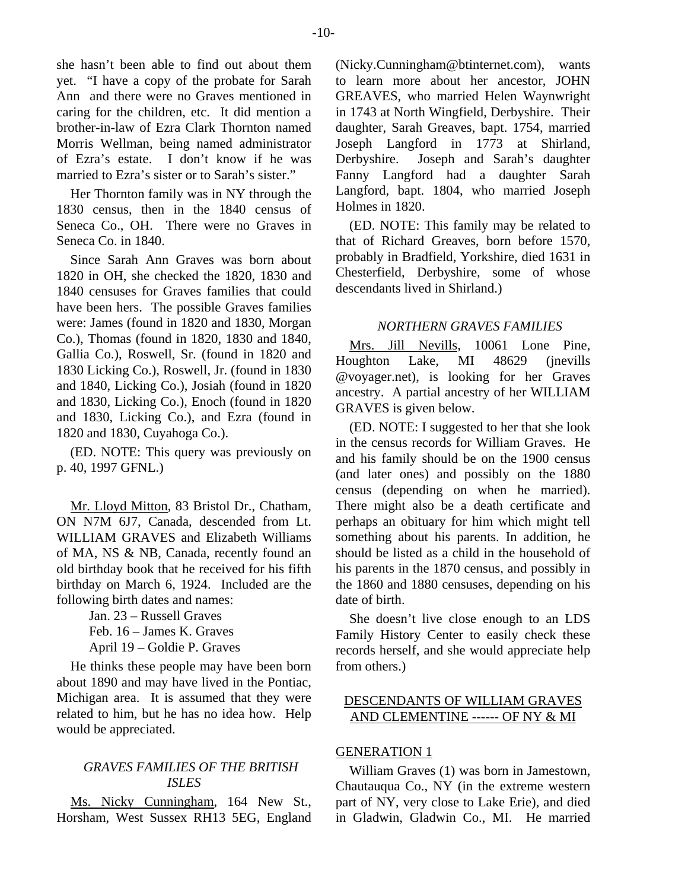she hasn't been able to find out about them yet. "I have a copy of the probate for Sarah Ann and there were no Graves mentioned in caring for the children, etc. It did mention a brother-in-law of Ezra Clark Thornton named Morris Wellman, being named administrator of Ezra's estate. I don't know if he was married to Ezra's sister or to Sarah's sister."

Her Thornton family was in NY through the 1830 census, then in the 1840 census of Seneca Co., OH. There were no Graves in Seneca Co. in 1840.

Since Sarah Ann Graves was born about 1820 in OH, she checked the 1820, 1830 and 1840 censuses for Graves families that could have been hers. The possible Graves families were: James (found in 1820 and 1830, Morgan Co.), Thomas (found in 1820, 1830 and 1840, Gallia Co.), Roswell, Sr. (found in 1820 and 1830 Licking Co.), Roswell, Jr. (found in 1830 and 1840, Licking Co.), Josiah (found in 1820 and 1830, Licking Co.), Enoch (found in 1820 and 1830, Licking Co.), and Ezra (found in 1820 and 1830, Cuyahoga Co.).

(ED. NOTE: This query was previously on p. 40, 1997 GFNL.)

Mr. Lloyd Mitton, 83 Bristol Dr., Chatham, ON N7M 6J7, Canada, descended from Lt. WILLIAM GRAVES and Elizabeth Williams of MA, NS & NB, Canada, recently found an old birthday book that he received for his fifth birthday on March 6, 1924. Included are the following birth dates and names:

Jan. 23 – Russell Graves
Feb. 16 – James K. Graves
April 19 – Goldie P. Graves

He thinks these people may have been born about 1890 and may have lived in the Pontiac, Michigan area. It is assumed that they were related to him, but he has no idea how. Help would be appreciated.

### *GRAVES FAMILIES OF THE BRITISH ISLES*

Ms. Nicky Cunningham, 164 New St., Horsham, West Sussex RH13 5EG, England (Nicky.Cunningham@btinternet.com), wants to learn more about her ancestor, JOHN GREAVES, who married Helen Waynwright in 1743 at North Wingfield, Derbyshire. Their daughter, Sarah Greaves, bapt. 1754, married Joseph Langford in 1773 at Shirland, Derbyshire. Joseph and Sarah's daughter Fanny Langford had a daughter Sarah Langford, bapt. 1804, who married Joseph Holmes in 1820.

(ED. NOTE: This family may be related to that of Richard Greaves, born before 1570, probably in Bradfield, Yorkshire, died 1631 in Chesterfield, Derbyshire, some of whose descendants lived in Shirland.)

### *NORTHERN GRAVES FAMILIES*

Mrs. Jill Nevills, 10061 Lone Pine, Houghton Lake, MI 48629 (jnevills @voyager.net), is looking for her Graves ancestry. A partial ancestry of her WILLIAM GRAVES is given below.

(ED. NOTE: I suggested to her that she look in the census records for William Graves. He and his family should be on the 1900 census (and later ones) and possibly on the 1880 census (depending on when he married). There might also be a death certificate and perhaps an obituary for him which might tell something about his parents. In addition, he should be listed as a child in the household of his parents in the 1870 census, and possibly in the 1860 and 1880 censuses, depending on his date of birth.

She doesn't live close enough to an LDS Family History Center to easily check these records herself, and she would appreciate help from others.)

### DESCENDANTS OF WILLIAM GRAVES AND CLEMENTINE ------ OF NY & MI

#### GENERATION 1

William Graves (1) was born in Jamestown, Chautauqua Co., NY (in the extreme western part of NY, very close to Lake Erie), and died in Gladwin, Gladwin Co., MI. He married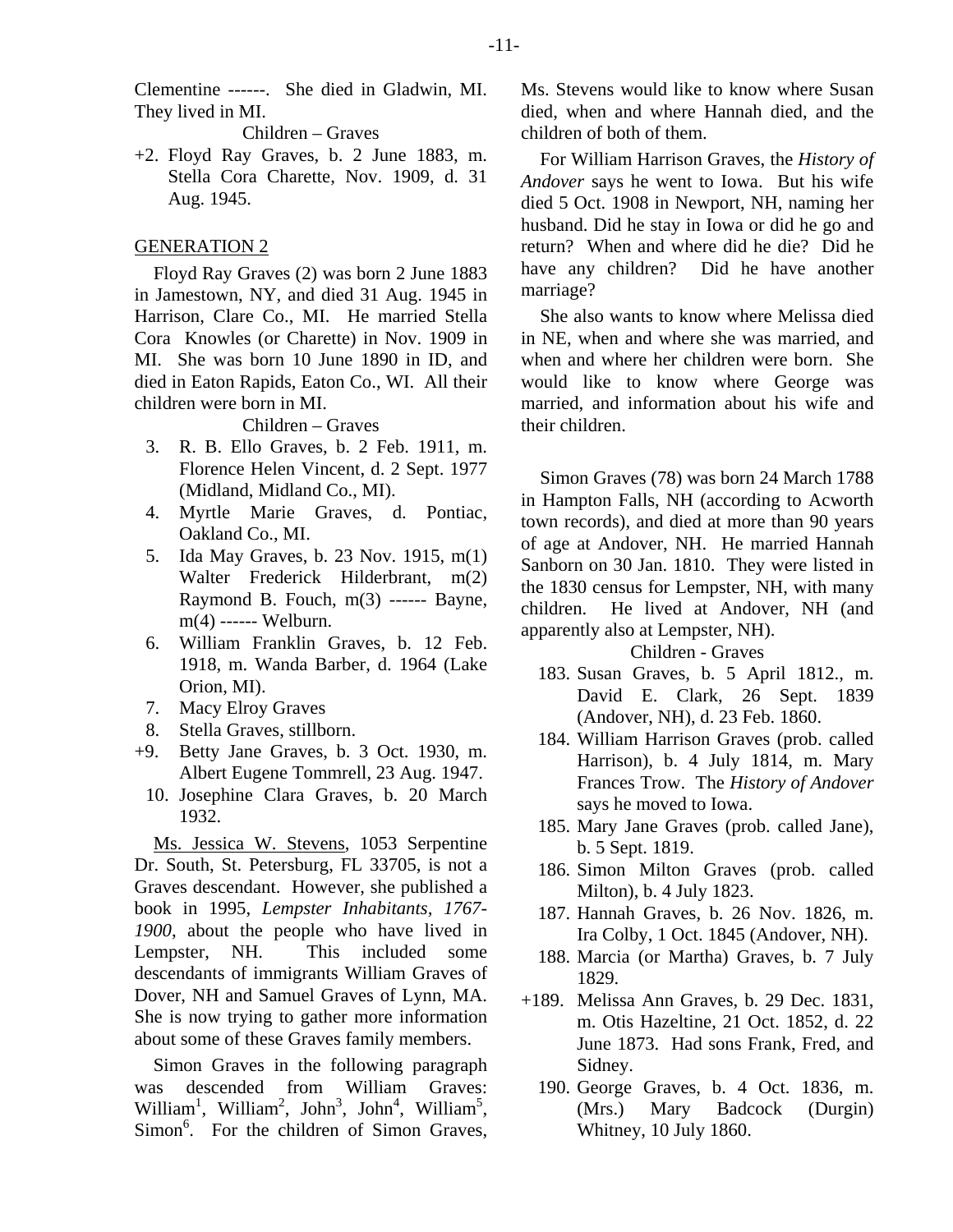Clementine ------. She died in Gladwin, MI. They lived in MI.

Children – Graves

+2. Floyd Ray Graves, b. 2 June 1883, m. Stella Cora Charette, Nov. 1909, d. 31 Aug. 1945.

GENERATION 2

Floyd Ray Graves (2) was born 2 June 1883 in Jamestown, NY, and died 31 Aug. 1945 in Harrison, Clare Co., MI. He married Stella Cora Knowles (or Charette) in Nov. 1909 in MI. She was born 10 June 1890 in ID, and died in Eaton Rapids, Eaton Co., WI. All their children were born in MI.

Children – Graves

3. R. B. Ello Graves, b. 2 Feb. 1911, m. Florence Helen Vincent, d. 2 Sept. 1977 (Midland, Midland Co., MI).
4. Myrtle Marie Graves, d. Pontiac, Oakland Co., MI.
5. Ida May Graves, b. 23 Nov. 1915, m(1) Walter Frederick Hilderbrant, m(2) Raymond B. Fouch, m(3) ------ Bayne, m(4) ------ Welburn.
6. William Franklin Graves, b. 12 Feb. 1918, m. Wanda Barber, d. 1964 (Lake Orion, MI).
7. Macy Elroy Graves
8. Stella Graves, stillborn.

+9. Betty Jane Graves, b. 3 Oct. 1930, m. Albert Eugene Tommrell, 23 Aug. 1947.

10. Josephine Clara Graves, b. 20 March 1932.

Ms. Jessica W. Stevens, 1053 Serpentine Dr. South, St. Petersburg, FL 33705, is not a Graves descendant. However, she published a book in 1995, *Lempster Inhabitants, 1767-1900*, about the people who have lived in Lempster, NH. This included some descendants of immigrants William Graves of Dover, NH and Samuel Graves of Lynn, MA. She is now trying to gather more information about some of these Graves family members.

Simon Graves in the following paragraph was descended from William Graves: William[1], William[2], John[3], John[4], William[5], Simon[6]. For the children of Simon Graves, Ms. Stevens would like to know where Susan died, when and where Hannah died, and the children of both of them.

For William Harrison Graves, the *History of Andover* says he went to Iowa. But his wife died 5 Oct. 1908 in Newport, NH, naming her husband. Did he stay in Iowa or did he go and return? When and where did he die? Did he have any children? Did he have another marriage?

She also wants to know where Melissa died in NE, when and where she was married, and when and where her children were born. She would like to know where George was married, and information about his wife and their children.

Simon Graves (78) was born 24 March 1788 in Hampton Falls, NH (according to Acworth town records), and died at more than 90 years of age at Andover, NH. He married Hannah Sanborn on 30 Jan. 1810. They were listed in the 1830 census for Lempster, NH, with many children. He lived at Andover, NH (and apparently also at Lempster, NH).

Children - Graves

183. Susan Graves, b. 5 April 1812., m. David E. Clark, 26 Sept. 1839 (Andover, NH), d. 23 Feb. 1860.
184. William Harrison Graves (prob. called Harrison), b. 4 July 1814, m. Mary Frances Trow. The *History of Andover* says he moved to Iowa.
185. Mary Jane Graves (prob. called Jane), b. 5 Sept. 1819.
186. Simon Milton Graves (prob. called Milton), b. 4 July 1823.
187. Hannah Graves, b. 26 Nov. 1826, m. Ira Colby, 1 Oct. 1845 (Andover, NH).
188. Marcia (or Martha) Graves, b. 7 July 1829.

+189. Melissa Ann Graves, b. 29 Dec. 1831, m. Otis Hazeltine, 21 Oct. 1852, d. 22 June 1873. Had sons Frank, Fred, and Sidney.

190. George Graves, b. 4 Oct. 1836, m. (Mrs.) Mary Badcock (Durgin) Whitney, 10 July 1860.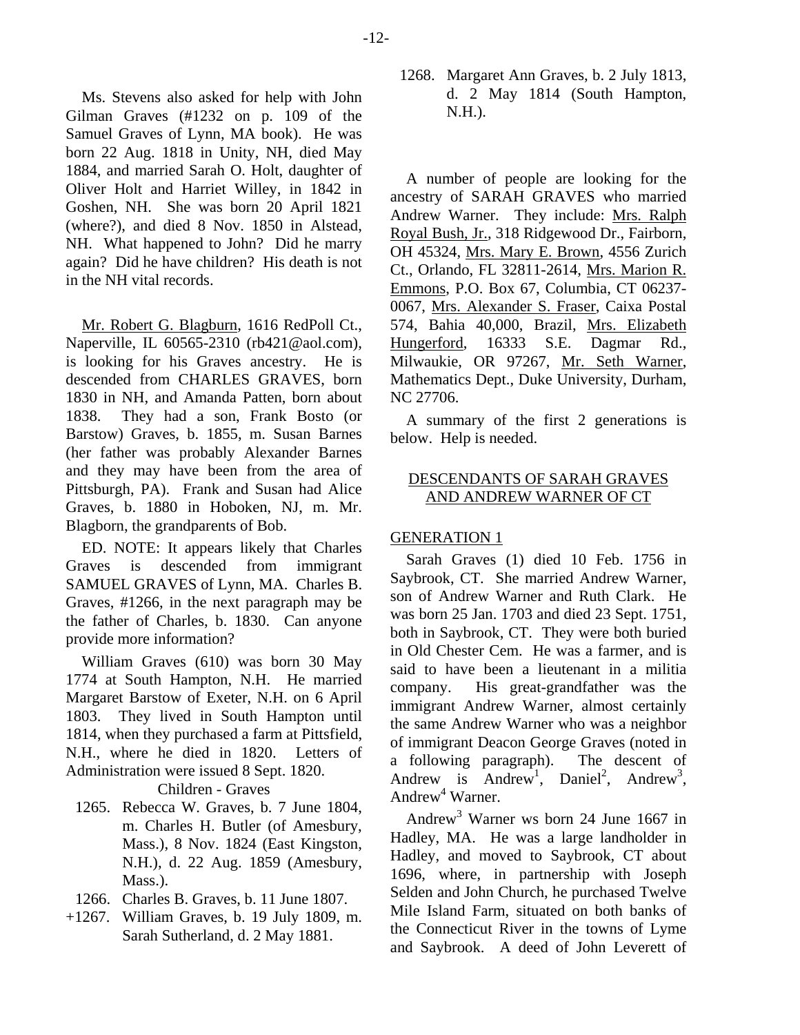Ms. Stevens also asked for help with John Gilman Graves (#1232 on p. 109 of the Samuel Graves of Lynn, MA book). He was born 22 Aug. 1818 in Unity, NH, died May 1884, and married Sarah O. Holt, daughter of Oliver Holt and Harriet Willey, in 1842 in Goshen, NH. She was born 20 April 1821 (where?), and died 8 Nov. 1850 in Alstead, NH. What happened to John? Did he marry again? Did he have children? His death is not in the NH vital records.

Mr. Robert G. Blagburn, 1616 RedPoll Ct., Naperville, IL 60565-2310 (rb421@aol.com), is looking for his Graves ancestry. He is descended from CHARLES GRAVES, born 1830 in NH, and Amanda Patten, born about 1838. They had a son, Frank Bosto (or Barstow) Graves, b. 1855, m. Susan Barnes (her father was probably Alexander Barnes and they may have been from the area of Pittsburgh, PA). Frank and Susan had Alice Graves, b. 1880 in Hoboken, NJ, m. Mr. Blagborn, the grandparents of Bob.

ED. NOTE: It appears likely that Charles Graves is descended from immigrant SAMUEL GRAVES of Lynn, MA. Charles B. Graves, #1266, in the next paragraph may be the father of Charles, b. 1830. Can anyone provide more information?

William Graves (610) was born 30 May 1774 at South Hampton, N.H. He married Margaret Barstow of Exeter, N.H. on 6 April 1803. They lived in South Hampton until 1814, when they purchased a farm at Pittsfield, N.H., where he died in 1820. Letters of Administration were issued 8 Sept. 1820.

Children - Graves

- 1265. Rebecca W. Graves, b. 7 June 1804, m. Charles H. Butler (of Amesbury, Mass.), 8 Nov. 1824 (East Kingston, N.H.), d. 22 Aug. 1859 (Amesbury, Mass.).
- 1266. Charles B. Graves, b. 11 June 1807.
- +1267. William Graves, b. 19 July 1809, m. Sarah Sutherland, d. 2 May 1881.
- 1268. Margaret Ann Graves, b. 2 July 1813, d. 2 May 1814 (South Hampton, N.H.).

A number of people are looking for the ancestry of SARAH GRAVES who married Andrew Warner. They include: Mrs. Ralph Royal Bush, Jr., 318 Ridgewood Dr., Fairborn, OH 45324, Mrs. Mary E. Brown, 4556 Zurich Ct., Orlando, FL 32811-2614, Mrs. Marion R. Emmons, P.O. Box 67, Columbia, CT 06237-0067, Mrs. Alexander S. Fraser, Caixa Postal 574, Bahia 40,000, Brazil, Mrs. Elizabeth Hungerford, 16333 S.E. Dagmar Rd., Milwaukie, OR 97267, Mr. Seth Warner, Mathematics Dept., Duke University, Durham, NC 27706.

A summary of the first 2 generations is below. Help is needed.

## DESCENDANTS OF SARAH GRAVES AND ANDREW WARNER OF CT

### GENERATION 1

Sarah Graves (1) died 10 Feb. 1756 in Saybrook, CT. She married Andrew Warner, son of Andrew Warner and Ruth Clark. He was born 25 Jan. 1703 and died 23 Sept. 1751, both in Saybrook, CT. They were both buried in Old Chester Cem. He was a farmer, and is said to have been a lieutenant in a militia company. His great-grandfather was the immigrant Andrew Warner, almost certainly the same Andrew Warner who was a neighbor of immigrant Deacon George Graves (noted in a following paragraph). The descent of Andrew is Andrew[1], Daniel[2], Andrew[3], Andrew[4] Warner.

Andrew[3] Warner ws born 24 June 1667 in Hadley, MA. He was a large landholder in Hadley, and moved to Saybrook, CT about 1696, where, in partnership with Joseph Selden and John Church, he purchased Twelve Mile Island Farm, situated on both banks of the Connecticut River in the towns of Lyme and Saybrook. A deed of John Leverett of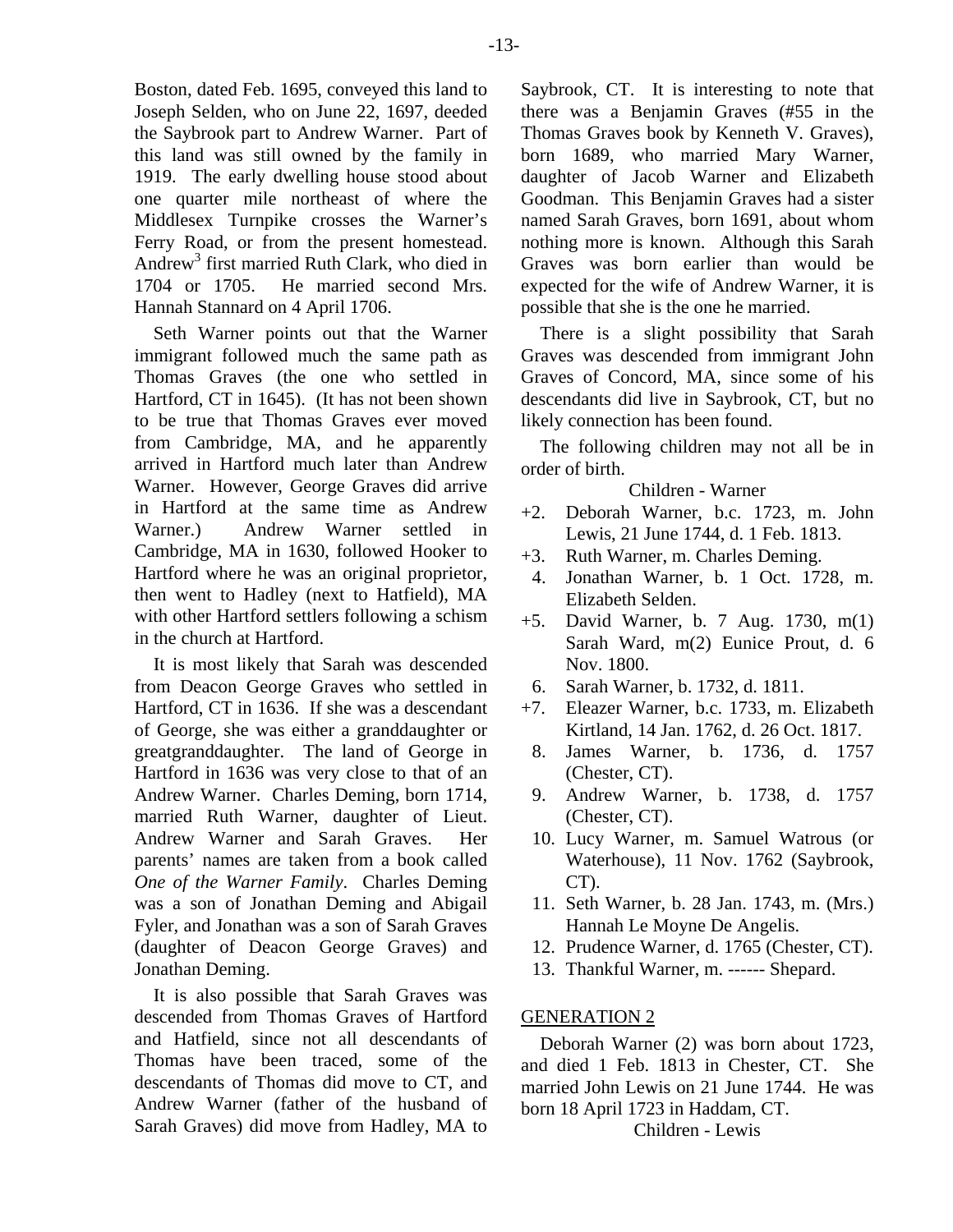Boston, dated Feb. 1695, conveyed this land to Joseph Selden, who on June 22, 1697, deeded the Saybrook part to Andrew Warner. Part of this land was still owned by the family in 1919. The early dwelling house stood about one quarter mile northeast of where the Middlesex Turnpike crosses the Warner's Ferry Road, or from the present homestead. Andrew[3] first married Ruth Clark, who died in 1704 or 1705. He married second Mrs. Hannah Stannard on 4 April 1706.

Seth Warner points out that the Warner immigrant followed much the same path as Thomas Graves (the one who settled in Hartford, CT in 1645). (It has not been shown to be true that Thomas Graves ever moved from Cambridge, MA, and he apparently arrived in Hartford much later than Andrew Warner. However, George Graves did arrive in Hartford at the same time as Andrew Warner.) Andrew Warner settled in Cambridge, MA in 1630, followed Hooker to Hartford where he was an original proprietor, then went to Hadley (next to Hatfield), MA with other Hartford settlers following a schism in the church at Hartford.

It is most likely that Sarah was descended from Deacon George Graves who settled in Hartford, CT in 1636. If she was a descendant of George, she was either a granddaughter or greatgranddaughter. The land of George in Hartford in 1636 was very close to that of an Andrew Warner. Charles Deming, born 1714, married Ruth Warner, daughter of Lieut. Andrew Warner and Sarah Graves. Her parents' names are taken from a book called *One of the Warner Family*. Charles Deming was a son of Jonathan Deming and Abigail Fyler, and Jonathan was a son of Sarah Graves (daughter of Deacon George Graves) and Jonathan Deming.

It is also possible that Sarah Graves was descended from Thomas Graves of Hartford and Hatfield, since not all descendants of Thomas have been traced, some of the descendants of Thomas did move to CT, and Andrew Warner (father of the husband of Sarah Graves) did move from Hadley, MA to Saybrook, CT. It is interesting to note that there was a Benjamin Graves (#55 in the Thomas Graves book by Kenneth V. Graves), born 1689, who married Mary Warner, daughter of Jacob Warner and Elizabeth Goodman. This Benjamin Graves had a sister named Sarah Graves, born 1691, about whom nothing more is known. Although this Sarah Graves was born earlier than would be expected for the wife of Andrew Warner, it is possible that she is the one he married.

There is a slight possibility that Sarah Graves was descended from immigrant John Graves of Concord, MA, since some of his descendants did live in Saybrook, CT, but no likely connection has been found.

The following children may not all be in order of birth.

Children - Warner

+2. Deborah Warner, b.c. 1723, m. John Lewis, 21 June 1744, d. 1 Feb. 1813.
+3. Ruth Warner, m. Charles Deming.
4. Jonathan Warner, b. 1 Oct. 1728, m. Elizabeth Selden.
+5. David Warner, b. 7 Aug. 1730, m(1) Sarah Ward, m(2) Eunice Prout, d. 6 Nov. 1800.
6. Sarah Warner, b. 1732, d. 1811.
+7. Eleazer Warner, b.c. 1733, m. Elizabeth Kirtland, 14 Jan. 1762, d. 26 Oct. 1817.
8. James Warner, b. 1736, d. 1757 (Chester, CT).
9. Andrew Warner, b. 1738, d. 1757 (Chester, CT).
10. Lucy Warner, m. Samuel Watrous (or Waterhouse), 11 Nov. 1762 (Saybrook, CT).
11. Seth Warner, b. 28 Jan. 1743, m. (Mrs.) Hannah Le Moyne De Angelis.
12. Prudence Warner, d. 1765 (Chester, CT).
13. Thankful Warner, m. ------ Shepard.

## GENERATION 2

Deborah Warner (2) was born about 1723, and died 1 Feb. 1813 in Chester, CT. She married John Lewis on 21 June 1744. He was born 18 April 1723 in Haddam, CT.

Children - Lewis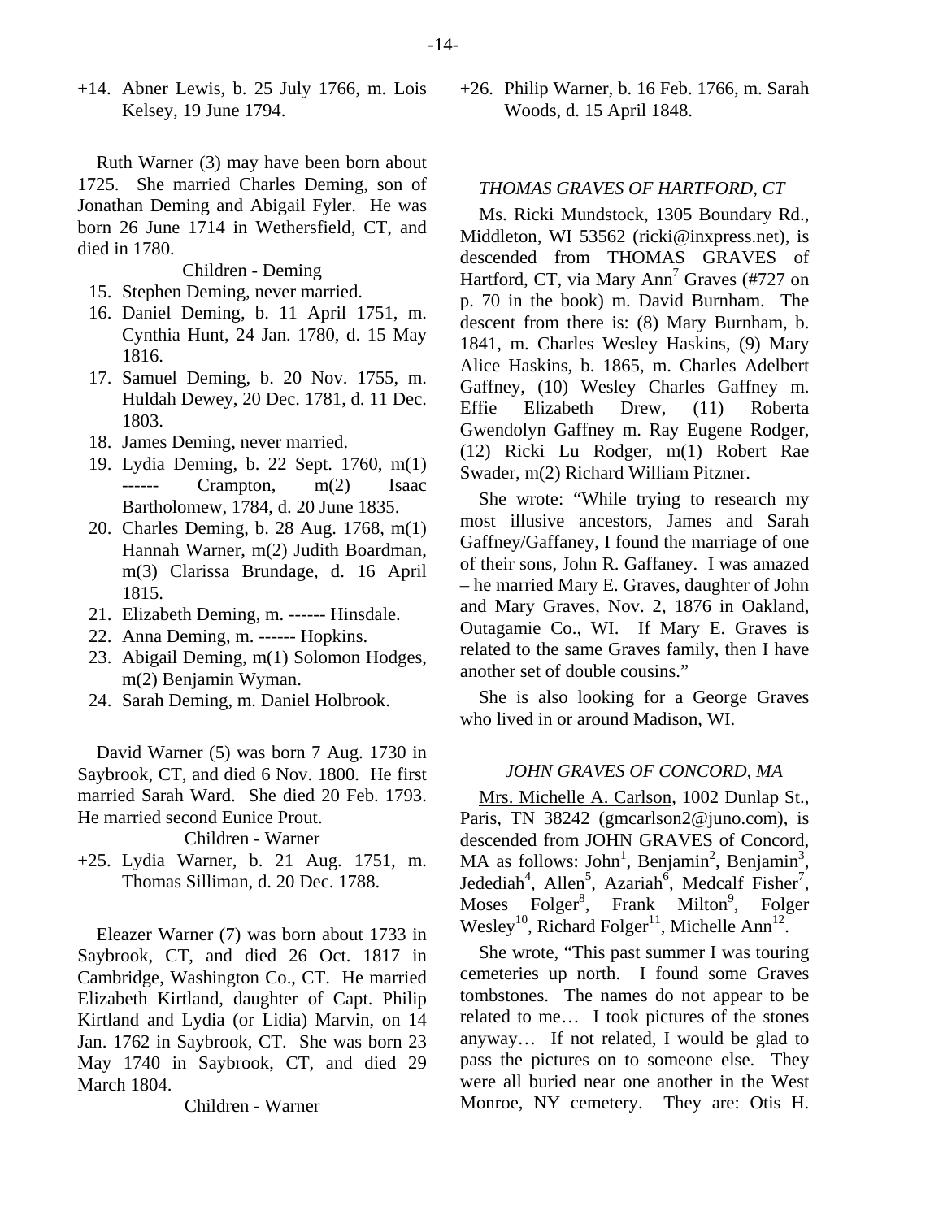+14. Abner Lewis, b. 25 July 1766, m. Lois Kelsey, 19 June 1794.

Ruth Warner (3) may have been born about 1725. She married Charles Deming, son of Jonathan Deming and Abigail Fyler. He was born 26 June 1714 in Wethersfield, CT, and died in 1780.

Children - Deming

15. Stephen Deming, never married.
16. Daniel Deming, b. 11 April 1751, m. Cynthia Hunt, 24 Jan. 1780, d. 15 May 1816.
17. Samuel Deming, b. 20 Nov. 1755, m. Huldah Dewey, 20 Dec. 1781, d. 11 Dec. 1803.
18. James Deming, never married.
19. Lydia Deming, b. 22 Sept. 1760, m(1) ------ Crampton, m(2) Isaac Bartholomew, 1784, d. 20 June 1835.
20. Charles Deming, b. 28 Aug. 1768, m(1) Hannah Warner, m(2) Judith Boardman, m(3) Clarissa Brundage, d. 16 April 1815.
21. Elizabeth Deming, m. ------ Hinsdale.
22. Anna Deming, m. ------ Hopkins.
23. Abigail Deming, m(1) Solomon Hodges, m(2) Benjamin Wyman.
24. Sarah Deming, m. Daniel Holbrook.

David Warner (5) was born 7 Aug. 1730 in Saybrook, CT, and died 6 Nov. 1800. He first married Sarah Ward. She died 20 Feb. 1793. He married second Eunice Prout.

Children - Warner

+25. Lydia Warner, b. 21 Aug. 1751, m. Thomas Silliman, d. 20 Dec. 1788.

Eleazer Warner (7) was born about 1733 in Saybrook, CT, and died 26 Oct. 1817 in Cambridge, Washington Co., CT. He married Elizabeth Kirtland, daughter of Capt. Philip Kirtland and Lydia (or Lidia) Marvin, on 14 Jan. 1762 in Saybrook, CT. She was born 23 May 1740 in Saybrook, CT, and died 29 March 1804.

Children - Warner

+26. Philip Warner, b. 16 Feb. 1766, m. Sarah Woods, d. 15 April 1848.

*THOMAS GRAVES OF HARTFORD, CT*

Ms. Ricki Mundstock, 1305 Boundary Rd., Middleton, WI 53562 (ricki@inxpress.net), is descended from THOMAS GRAVES of Hartford, CT, via Mary Ann[7] Graves (#727 on p. 70 in the book) m. David Burnham. The descent from there is: (8) Mary Burnham, b. 1841, m. Charles Wesley Haskins, (9) Mary Alice Haskins, b. 1865, m. Charles Adelbert Gaffney, (10) Wesley Charles Gaffney m. Effie Elizabeth Drew, (11) Roberta Gwendolyn Gaffney m. Ray Eugene Rodger, (12) Ricki Lu Rodger, m(1) Robert Rae Swader, m(2) Richard William Pitzner.

She wrote: "While trying to research my most illusive ancestors, James and Sarah Gaffney/Gaffaney, I found the marriage of one of their sons, John R. Gaffaney. I was amazed – he married Mary E. Graves, daughter of John and Mary Graves, Nov. 2, 1876 in Oakland, Outagamie Co., WI. If Mary E. Graves is related to the same Graves family, then I have another set of double cousins."

She is also looking for a George Graves who lived in or around Madison, WI.

*JOHN GRAVES OF CONCORD, MA*

Mrs. Michelle A. Carlson, 1002 Dunlap St., Paris, TN 38242 (gmcarlson2@juno.com), is descended from JOHN GRAVES of Concord, MA as follows: John[1], Benjamin[2], Benjamin[3], Jedediah[4], Allen[5], Azariah[6], Medcalf Fisher[7], Moses Folger[8], Frank Milton[9], Folger Wesley[10], Richard Folger[11], Michelle Ann[12].

She wrote, "This past summer I was touring cemeteries up north. I found some Graves tombstones. The names do not appear to be related to me… I took pictures of the stones anyway… If not related, I would be glad to pass the pictures on to someone else. They were all buried near one another in the West Monroe, NY cemetery. They are: Otis H.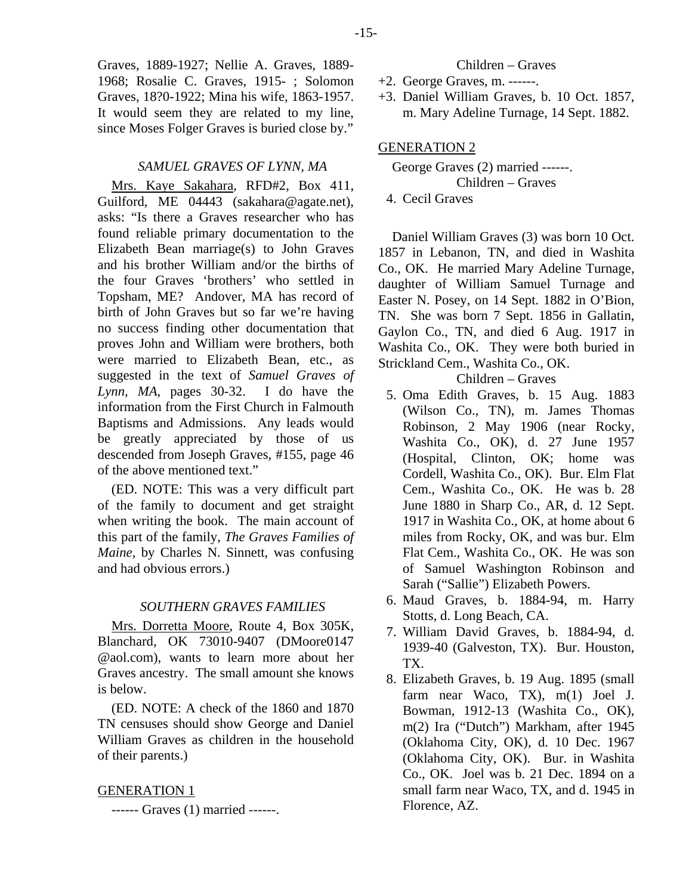Graves, 1889-1927; Nellie A. Graves, 1889-1968; Rosalie C. Graves, 1915- ; Solomon Graves, 18?0-1922; Mina his wife, 1863-1957. It would seem they are related to my line, since Moses Folger Graves is buried close by."

### *SAMUEL GRAVES OF LYNN, MA*

Mrs. Kaye Sakahara, RFD#2, Box 411, Guilford, ME 04443 (sakahara@agate.net), asks: "Is there a Graves researcher who has found reliable primary documentation to the Elizabeth Bean marriage(s) to John Graves and his brother William and/or the births of the four Graves 'brothers' who settled in Topsham, ME? Andover, MA has record of birth of John Graves but so far we're having no success finding other documentation that proves John and William were brothers, both were married to Elizabeth Bean, etc., as suggested in the text of *Samuel Graves of Lynn, MA*, pages 30-32. I do have the information from the First Church in Falmouth Baptisms and Admissions. Any leads would be greatly appreciated by those of us descended from Joseph Graves, #155, page 46 of the above mentioned text."

(ED. NOTE: This was a very difficult part of the family to document and get straight when writing the book. The main account of this part of the family, *The Graves Families of Maine*, by Charles N. Sinnett, was confusing and had obvious errors.)

### *SOUTHERN GRAVES FAMILIES*

Mrs. Dorretta Moore, Route 4, Box 305K, Blanchard, OK 73010-9407 (DMoore0147 @aol.com), wants to learn more about her Graves ancestry. The small amount she knows is below.

(ED. NOTE: A check of the 1860 and 1870 TN censuses should show George and Daniel William Graves as children in the household of their parents.)

GENERATION 1

------ Graves (1) married ------.

Children – Graves

+2. George Graves, m. ------.
+3. Daniel William Graves, b. 10 Oct. 1857, m. Mary Adeline Turnage, 14 Sept. 1882.

GENERATION 2

George Graves (2) married ------.

Children – Graves

4. Cecil Graves

Daniel William Graves (3) was born 10 Oct. 1857 in Lebanon, TN, and died in Washita Co., OK. He married Mary Adeline Turnage, daughter of William Samuel Turnage and Easter N. Posey, on 14 Sept. 1882 in O'Bion, TN. She was born 7 Sept. 1856 in Gallatin, Gaylon Co., TN, and died 6 Aug. 1917 in Washita Co., OK. They were both buried in Strickland Cem., Washita Co., OK.

Children – Graves

5. Oma Edith Graves, b. 15 Aug. 1883 (Wilson Co., TN), m. James Thomas Robinson, 2 May 1906 (near Rocky, Washita Co., OK), d. 27 June 1957 (Hospital, Clinton, OK; home was Cordell, Washita Co., OK). Bur. Elm Flat Cem., Washita Co., OK. He was b. 28 June 1880 in Sharp Co., AR, d. 12 Sept. 1917 in Washita Co., OK, at home about 6 miles from Rocky, OK, and was bur. Elm Flat Cem., Washita Co., OK. He was son of Samuel Washington Robinson and Sarah ("Sallie") Elizabeth Powers.
6. Maud Graves, b. 1884-94, m. Harry Stotts, d. Long Beach, CA.
7. William David Graves, b. 1884-94, d. 1939-40 (Galveston, TX). Bur. Houston, TX.
8. Elizabeth Graves, b. 19 Aug. 1895 (small farm near Waco, TX), m(1) Joel J. Bowman, 1912-13 (Washita Co., OK), m(2) Ira ("Dutch") Markham, after 1945 (Oklahoma City, OK), d. 10 Dec. 1967 (Oklahoma City, OK). Bur. in Washita Co., OK. Joel was b. 21 Dec. 1894 on a small farm near Waco, TX, and d. 1945 in Florence, AZ.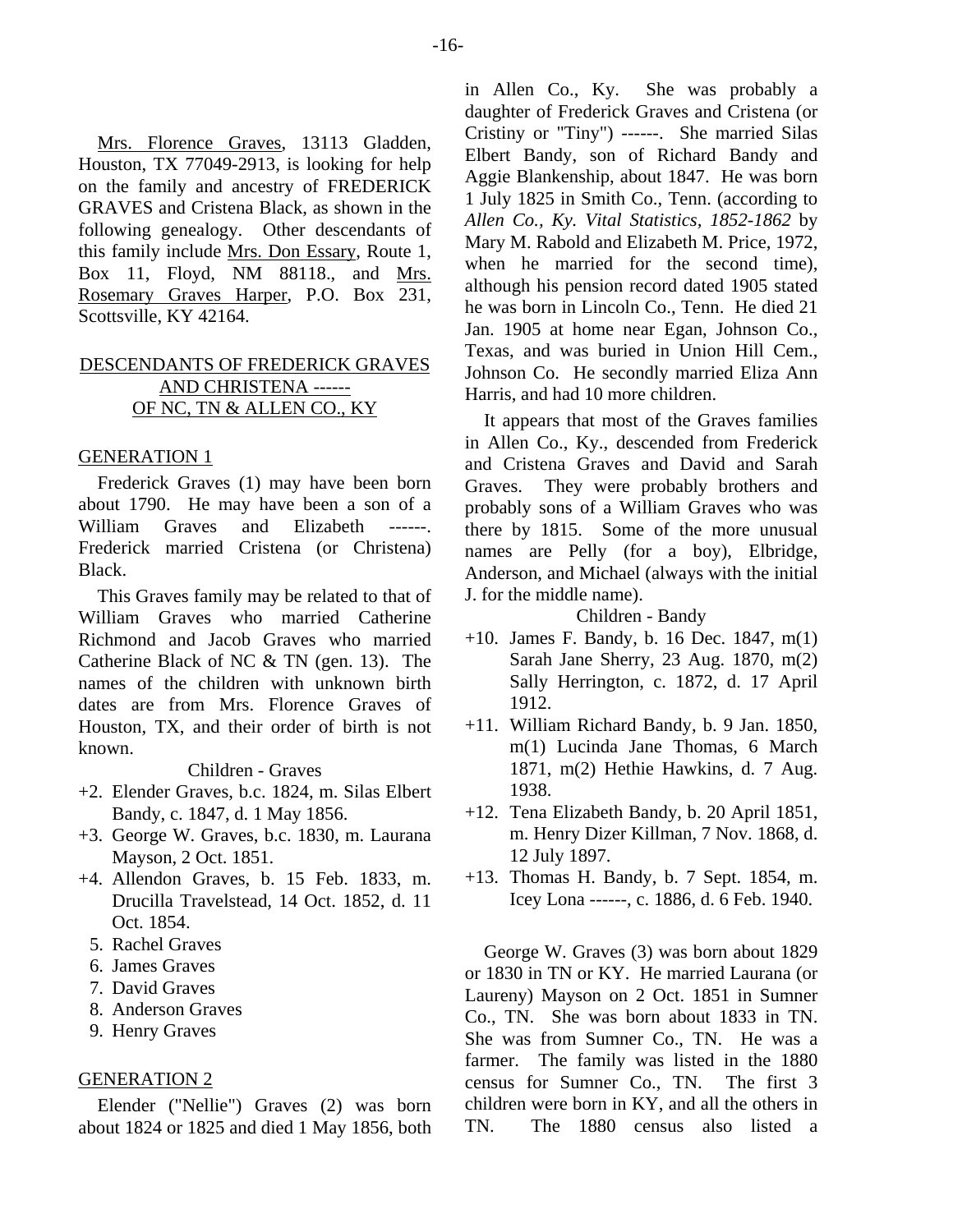Mrs. Florence Graves, 13113 Gladden, Houston, TX 77049-2913, is looking for help on the family and ancestry of FREDERICK GRAVES and Cristena Black, as shown in the following genealogy. Other descendants of this family include Mrs. Don Essary, Route 1, Box 11, Floyd, NM 88118., and Mrs. Rosemary Graves Harper, P.O. Box 231, Scottsville, KY 42164.

## DESCENDANTS OF FREDERICK GRAVES AND CHRISTENA ------ OF NC, TN & ALLEN CO., KY

### GENERATION 1

Frederick Graves (1) may have been born about 1790. He may have been a son of a William Graves and Elizabeth ------. Frederick married Cristena (or Christena) Black.

This Graves family may be related to that of William Graves who married Catherine Richmond and Jacob Graves who married Catherine Black of NC & TN (gen. 13). The names of the children with unknown birth dates are from Mrs. Florence Graves of Houston, TX, and their order of birth is not known.

Children - Graves

+2. Elender Graves, b.c. 1824, m. Silas Elbert Bandy, c. 1847, d. 1 May 1856.
+3. George W. Graves, b.c. 1830, m. Laurana Mayson, 2 Oct. 1851.
+4. Allendon Graves, b. 15 Feb. 1833, m. Drucilla Travelstead, 14 Oct. 1852, d. 11 Oct. 1854.
5. Rachel Graves
6. James Graves
7. David Graves
8. Anderson Graves
9. Henry Graves

### GENERATION 2

Elender ("Nellie") Graves (2) was born about 1824 or 1825 and died 1 May 1856, both in Allen Co., Ky. She was probably a daughter of Frederick Graves and Cristena (or Cristiny or "Tiny") ------. She married Silas Elbert Bandy, son of Richard Bandy and Aggie Blankenship, about 1847. He was born 1 July 1825 in Smith Co., Tenn. (according to *Allen Co., Ky. Vital Statistics, 1852-1862* by Mary M. Rabold and Elizabeth M. Price, 1972, when he married for the second time), although his pension record dated 1905 stated he was born in Lincoln Co., Tenn. He died 21 Jan. 1905 at home near Egan, Johnson Co., Texas, and was buried in Union Hill Cem., Johnson Co. He secondly married Eliza Ann Harris, and had 10 more children.

It appears that most of the Graves families in Allen Co., Ky., descended from Frederick and Cristena Graves and David and Sarah Graves. They were probably brothers and probably sons of a William Graves who was there by 1815. Some of the more unusual names are Pelly (for a boy), Elbridge, Anderson, and Michael (always with the initial J. for the middle name).

Children - Bandy

+10. James F. Bandy, b. 16 Dec. 1847, m(1) Sarah Jane Sherry, 23 Aug. 1870, m(2) Sally Herrington, c. 1872, d. 17 April 1912.
+11. William Richard Bandy, b. 9 Jan. 1850, m(1) Lucinda Jane Thomas, 6 March 1871, m(2) Hethie Hawkins, d. 7 Aug. 1938.
+12. Tena Elizabeth Bandy, b. 20 April 1851, m. Henry Dizer Killman, 7 Nov. 1868, d. 12 July 1897.
+13. Thomas H. Bandy, b. 7 Sept. 1854, m. Icey Lona ------, c. 1886, d. 6 Feb. 1940.

George W. Graves (3) was born about 1829 or 1830 in TN or KY. He married Laurana (or Laureny) Mayson on 2 Oct. 1851 in Sumner Co., TN. She was born about 1833 in TN. She was from Sumner Co., TN. He was a farmer. The family was listed in the 1880 census for Sumner Co., TN. The first 3 children were born in KY, and all the others in TN. The 1880 census also listed a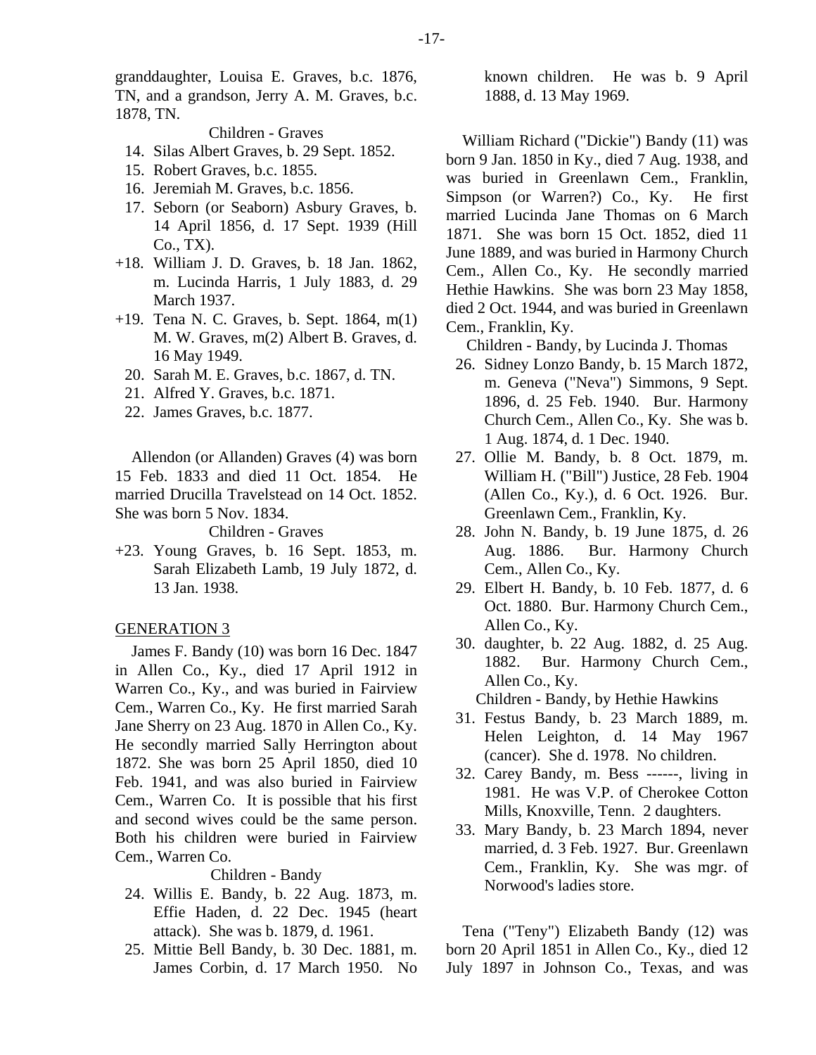granddaughter, Louisa E. Graves, b.c. 1876, TN, and a grandson, Jerry A. M. Graves, b.c. 1878, TN.

Children - Graves

14. Silas Albert Graves, b. 29 Sept. 1852.
15. Robert Graves, b.c. 1855.
16. Jeremiah M. Graves, b.c. 1856.
17. Seborn (or Seaborn) Asbury Graves, b. 14 April 1856, d. 17 Sept. 1939 (Hill Co., TX).

+18. William J. D. Graves, b. 18 Jan. 1862, m. Lucinda Harris, 1 July 1883, d. 29 March 1937.

+19. Tena N. C. Graves, b. Sept. 1864, m(1) M. W. Graves, m(2) Albert B. Graves, d. 16 May 1949.

20. Sarah M. E. Graves, b.c. 1867, d. TN.
21. Alfred Y. Graves, b.c. 1871.
22. James Graves, b.c. 1877.

Allendon (or Allanden) Graves (4) was born 15 Feb. 1833 and died 11 Oct. 1854. He married Drucilla Travelstead on 14 Oct. 1852. She was born 5 Nov. 1834.

Children - Graves

+23. Young Graves, b. 16 Sept. 1853, m. Sarah Elizabeth Lamb, 19 July 1872, d. 13 Jan. 1938.

GENERATION 3

James F. Bandy (10) was born 16 Dec. 1847 in Allen Co., Ky., died 17 April 1912 in Warren Co., Ky., and was buried in Fairview Cem., Warren Co., Ky. He first married Sarah Jane Sherry on 23 Aug. 1870 in Allen Co., Ky. He secondly married Sally Herrington about 1872. She was born 25 April 1850, died 10 Feb. 1941, and was also buried in Fairview Cem., Warren Co. It is possible that his first and second wives could be the same person. Both his children were buried in Fairview Cem., Warren Co.

Children - Bandy

24. Willis E. Bandy, b. 22 Aug. 1873, m. Effie Haden, d. 22 Dec. 1945 (heart attack). She was b. 1879, d. 1961.
25. Mittie Bell Bandy, b. 30 Dec. 1881, m. James Corbin, d. 17 March 1950. No known children. He was b. 9 April 1888, d. 13 May 1969.

William Richard ("Dickie") Bandy (11) was born 9 Jan. 1850 in Ky., died 7 Aug. 1938, and was buried in Greenlawn Cem., Franklin, Simpson (or Warren?) Co., Ky. He first married Lucinda Jane Thomas on 6 March 1871. She was born 15 Oct. 1852, died 11 June 1889, and was buried in Harmony Church Cem., Allen Co., Ky. He secondly married Hethie Hawkins. She was born 23 May 1858, died 2 Oct. 1944, and was buried in Greenlawn Cem., Franklin, Ky.

Children - Bandy, by Lucinda J. Thomas

26. Sidney Lonzo Bandy, b. 15 March 1872, m. Geneva ("Neva") Simmons, 9 Sept. 1896, d. 25 Feb. 1940. Bur. Harmony Church Cem., Allen Co., Ky. She was b. 1 Aug. 1874, d. 1 Dec. 1940.
27. Ollie M. Bandy, b. 8 Oct. 1879, m. William H. ("Bill") Justice, 28 Feb. 1904 (Allen Co., Ky.), d. 6 Oct. 1926. Bur. Greenlawn Cem., Franklin, Ky.
28. John N. Bandy, b. 19 June 1875, d. 26 Aug. 1886. Bur. Harmony Church Cem., Allen Co., Ky.
29. Elbert H. Bandy, b. 10 Feb. 1877, d. 6 Oct. 1880. Bur. Harmony Church Cem., Allen Co., Ky.
30. daughter, b. 22 Aug. 1882, d. 25 Aug. 1882. Bur. Harmony Church Cem., Allen Co., Ky.

Children - Bandy, by Hethie Hawkins

31. Festus Bandy, b. 23 March 1889, m. Helen Leighton, d. 14 May 1967 (cancer). She d. 1978. No children.
32. Carey Bandy, m. Bess ------, living in 1981. He was V.P. of Cherokee Cotton Mills, Knoxville, Tenn. 2 daughters.
33. Mary Bandy, b. 23 March 1894, never married, d. 3 Feb. 1927. Bur. Greenlawn Cem., Franklin, Ky. She was mgr. of Norwood's ladies store.

Tena ("Teny") Elizabeth Bandy (12) was born 20 April 1851 in Allen Co., Ky., died 12 July 1897 in Johnson Co., Texas, and was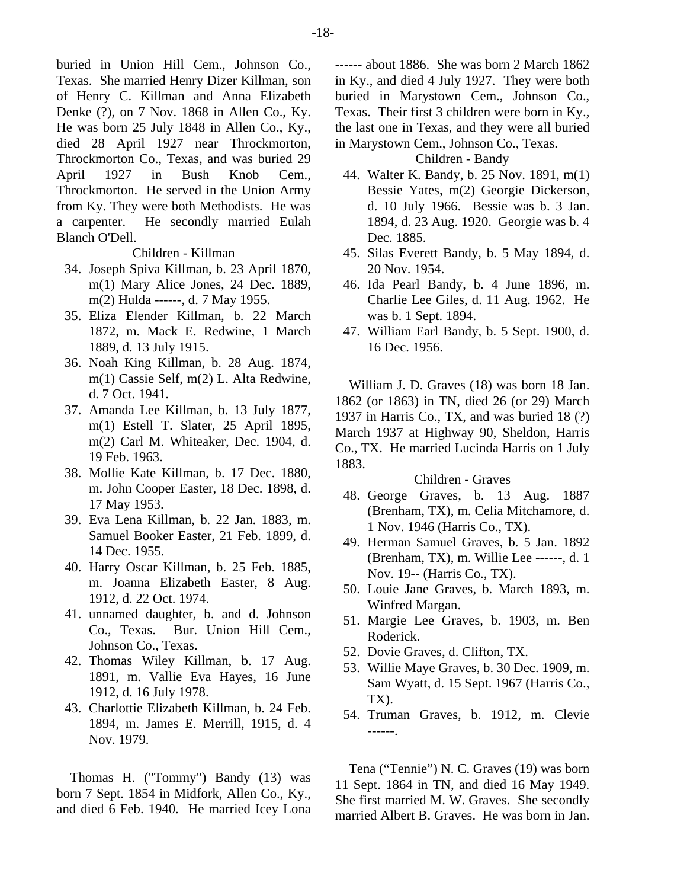buried in Union Hill Cem., Johnson Co., Texas. She married Henry Dizer Killman, son of Henry C. Killman and Anna Elizabeth Denke (?), on 7 Nov. 1868 in Allen Co., Ky. He was born 25 July 1848 in Allen Co., Ky., died 28 April 1927 near Throckmorton, Throckmorton Co., Texas, and was buried 29 April 1927 in Bush Knob Cem., Throckmorton. He served in the Union Army from Ky. They were both Methodists. He was a carpenter. He secondly married Eulah Blanch O'Dell.

Children - Killman

34. Joseph Spiva Killman, b. 23 April 1870, m(1) Mary Alice Jones, 24 Dec. 1889, m(2) Hulda ------, d. 7 May 1955.
35. Eliza Elender Killman, b. 22 March 1872, m. Mack E. Redwine, 1 March 1889, d. 13 July 1915.
36. Noah King Killman, b. 28 Aug. 1874, m(1) Cassie Self, m(2) L. Alta Redwine, d. 7 Oct. 1941.
37. Amanda Lee Killman, b. 13 July 1877, m(1) Estell T. Slater, 25 April 1895, m(2) Carl M. Whiteaker, Dec. 1904, d. 19 Feb. 1963.
38. Mollie Kate Killman, b. 17 Dec. 1880, m. John Cooper Easter, 18 Dec. 1898, d. 17 May 1953.
39. Eva Lena Killman, b. 22 Jan. 1883, m. Samuel Booker Easter, 21 Feb. 1899, d. 14 Dec. 1955.
40. Harry Oscar Killman, b. 25 Feb. 1885, m. Joanna Elizabeth Easter, 8 Aug. 1912, d. 22 Oct. 1974.
41. unnamed daughter, b. and d. Johnson Co., Texas. Bur. Union Hill Cem., Johnson Co., Texas.
42. Thomas Wiley Killman, b. 17 Aug. 1891, m. Vallie Eva Hayes, 16 June 1912, d. 16 July 1978.
43. Charlottie Elizabeth Killman, b. 24 Feb. 1894, m. James E. Merrill, 1915, d. 4 Nov. 1979.

Thomas H. ("Tommy") Bandy (13) was born 7 Sept. 1854 in Midfork, Allen Co., Ky., and died 6 Feb. 1940. He married Icey Lona ------ about 1886. She was born 2 March 1862 in Ky., and died 4 July 1927. They were both buried in Marystown Cem., Johnson Co., Texas. Their first 3 children were born in Ky., the last one in Texas, and they were all buried in Marystown Cem., Johnson Co., Texas.

Children - Bandy

44. Walter K. Bandy, b. 25 Nov. 1891, m(1) Bessie Yates, m(2) Georgie Dickerson, d. 10 July 1966. Bessie was b. 3 Jan. 1894, d. 23 Aug. 1920. Georgie was b. 4 Dec. 1885.
45. Silas Everett Bandy, b. 5 May 1894, d. 20 Nov. 1954.
46. Ida Pearl Bandy, b. 4 June 1896, m. Charlie Lee Giles, d. 11 Aug. 1962. He was b. 1 Sept. 1894.
47. William Earl Bandy, b. 5 Sept. 1900, d. 16 Dec. 1956.

William J. D. Graves (18) was born 18 Jan. 1862 (or 1863) in TN, died 26 (or 29) March 1937 in Harris Co., TX, and was buried 18 (?) March 1937 at Highway 90, Sheldon, Harris Co., TX. He married Lucinda Harris on 1 July 1883.

Children - Graves

48. George Graves, b. 13 Aug. 1887 (Brenham, TX), m. Celia Mitchamore, d. 1 Nov. 1946 (Harris Co., TX).
49. Herman Samuel Graves, b. 5 Jan. 1892 (Brenham, TX), m. Willie Lee ------, d. 1 Nov. 19-- (Harris Co., TX).
50. Louie Jane Graves, b. March 1893, m. Winfred Margan.
51. Margie Lee Graves, b. 1903, m. Ben Roderick.
52. Dovie Graves, d. Clifton, TX.
53. Willie Maye Graves, b. 30 Dec. 1909, m. Sam Wyatt, d. 15 Sept. 1967 (Harris Co., TX).
54. Truman Graves, b. 1912, m. Clevie ------.

Tena ("Tennie") N. C. Graves (19) was born 11 Sept. 1864 in TN, and died 16 May 1949. She first married M. W. Graves. She secondly married Albert B. Graves. He was born in Jan.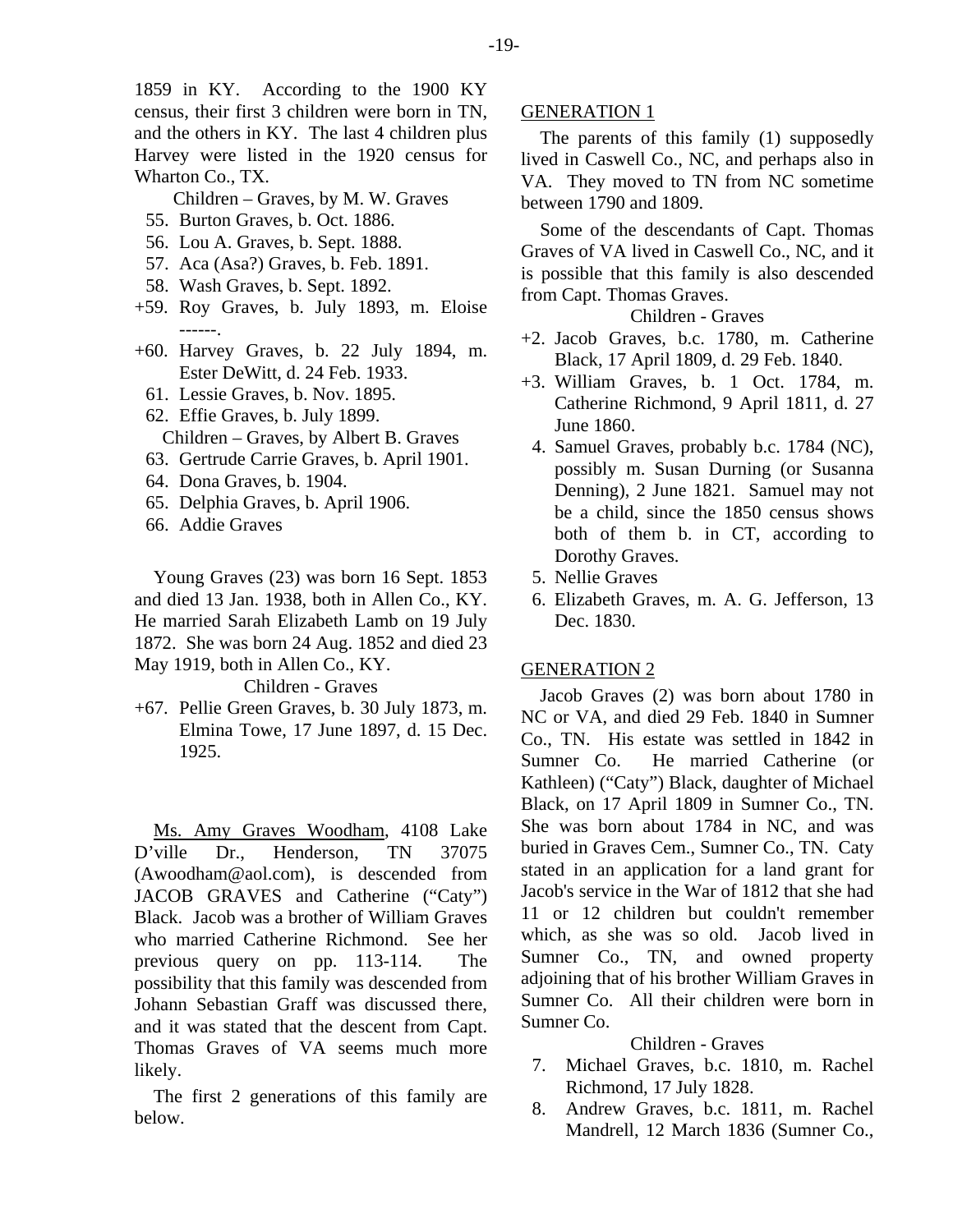1859 in KY. According to the 1900 KY census, their first 3 children were born in TN, and the others in KY. The last 4 children plus Harvey were listed in the 1920 census for Wharton Co., TX.

Children – Graves, by M. W. Graves

55. Burton Graves, b. Oct. 1886.
56. Lou A. Graves, b. Sept. 1888.
57. Aca (Asa?) Graves, b. Feb. 1891.
58. Wash Graves, b. Sept. 1892.

+59. Roy Graves, b. July 1893, m. Eloise ------.

+60. Harvey Graves, b. 22 July 1894, m. Ester DeWitt, d. 24 Feb. 1933.

61. Lessie Graves, b. Nov. 1895.
62. Effie Graves, b. July 1899.

Children – Graves, by Albert B. Graves

63. Gertrude Carrie Graves, b. April 1901.
64. Dona Graves, b. 1904.
65. Delphia Graves, b. April 1906.
66. Addie Graves

Young Graves (23) was born 16 Sept. 1853 and died 13 Jan. 1938, both in Allen Co., KY. He married Sarah Elizabeth Lamb on 19 July 1872. She was born 24 Aug. 1852 and died 23 May 1919, both in Allen Co., KY.

Children - Graves

+67. Pellie Green Graves, b. 30 July 1873, m. Elmina Towe, 17 June 1897, d. 15 Dec. 1925.

Ms. Amy Graves Woodham, 4108 Lake D'ville Dr., Henderson, TN 37075 (Awoodham@aol.com), is descended from JACOB GRAVES and Catherine ("Caty") Black. Jacob was a brother of William Graves who married Catherine Richmond. See her previous query on pp. 113-114. The possibility that this family was descended from Johann Sebastian Graff was discussed there, and it was stated that the descent from Capt. Thomas Graves of VA seems much more likely.

The first 2 generations of this family are below.

GENERATION 1

The parents of this family (1) supposedly lived in Caswell Co., NC, and perhaps also in VA. They moved to TN from NC sometime between 1790 and 1809.

Some of the descendants of Capt. Thomas Graves of VA lived in Caswell Co., NC, and it is possible that this family is also descended from Capt. Thomas Graves.

Children - Graves

+2. Jacob Graves, b.c. 1780, m. Catherine Black, 17 April 1809, d. 29 Feb. 1840.

+3. William Graves, b. 1 Oct. 1784, m. Catherine Richmond, 9 April 1811, d. 27 June 1860.

4. Samuel Graves, probably b.c. 1784 (NC), possibly m. Susan Durning (or Susanna Denning), 2 June 1821. Samuel may not be a child, since the 1850 census shows both of them b. in CT, according to Dorothy Graves.
5. Nellie Graves
6. Elizabeth Graves, m. A. G. Jefferson, 13 Dec. 1830.

GENERATION 2

Jacob Graves (2) was born about 1780 in NC or VA, and died 29 Feb. 1840 in Sumner Co., TN. His estate was settled in 1842 in Sumner Co. He married Catherine (or Kathleen) ("Caty") Black, daughter of Michael Black, on 17 April 1809 in Sumner Co., TN. She was born about 1784 in NC, and was buried in Graves Cem., Sumner Co., TN. Caty stated in an application for a land grant for Jacob's service in the War of 1812 that she had 11 or 12 children but couldn't remember which, as she was so old. Jacob lived in Sumner Co., TN, and owned property adjoining that of his brother William Graves in Sumner Co. All their children were born in Sumner Co.

Children - Graves

7. Michael Graves, b.c. 1810, m. Rachel Richmond, 17 July 1828.
8. Andrew Graves, b.c. 1811, m. Rachel Mandrell, 12 March 1836 (Sumner Co.,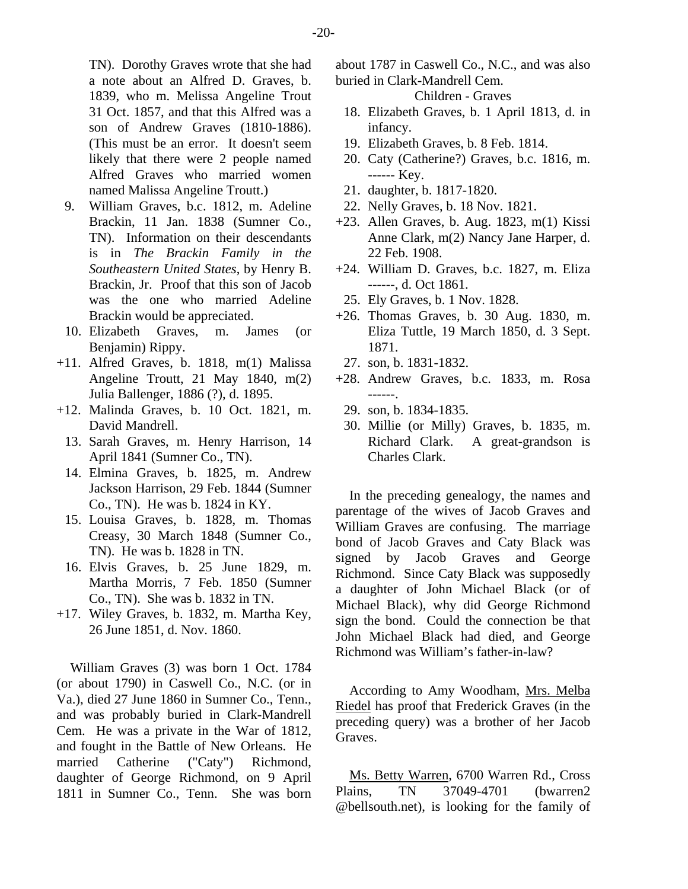TN). Dorothy Graves wrote that she had a note about an Alfred D. Graves, b. 1839, who m. Melissa Angeline Trout 31 Oct. 1857, and that this Alfred was a son of Andrew Graves (1810-1886). (This must be an error. It doesn't seem likely that there were 2 people named Alfred Graves who married women named Malissa Angeline Troutt.)

9. William Graves, b.c. 1812, m. Adeline Brackin, 11 Jan. 1838 (Sumner Co., TN). Information on their descendants is in *The Brackin Family in the Southeastern United States*, by Henry B. Brackin, Jr. Proof that this son of Jacob was the one who married Adeline Brackin would be appreciated.
10. Elizabeth Graves, m. James (or Benjamin) Rippy.

+11. Alfred Graves, b. 1818, m(1) Malissa Angeline Troutt, 21 May 1840, m(2) Julia Ballenger, 1886 (?), d. 1895.

+12. Malinda Graves, b. 10 Oct. 1821, m. David Mandrell.

13. Sarah Graves, m. Henry Harrison, 14 April 1841 (Sumner Co., TN).
14. Elmina Graves, b. 1825, m. Andrew Jackson Harrison, 29 Feb. 1844 (Sumner Co., TN). He was b. 1824 in KY.
15. Louisa Graves, b. 1828, m. Thomas Creasy, 30 March 1848 (Sumner Co., TN). He was b. 1828 in TN.
16. Elvis Graves, b. 25 June 1829, m. Martha Morris, 7 Feb. 1850 (Sumner Co., TN). She was b. 1832 in TN.

+17. Wiley Graves, b. 1832, m. Martha Key, 26 June 1851, d. Nov. 1860.

William Graves (3) was born 1 Oct. 1784 (or about 1790) in Caswell Co., N.C. (or in Va.), died 27 June 1860 in Sumner Co., Tenn., and was probably buried in Clark-Mandrell Cem. He was a private in the War of 1812, and fought in the Battle of New Orleans. He married Catherine ("Caty") Richmond, daughter of George Richmond, on 9 April 1811 in Sumner Co., Tenn. She was born about 1787 in Caswell Co., N.C., and was also buried in Clark-Mandrell Cem.

Children - Graves

18. Elizabeth Graves, b. 1 April 1813, d. in infancy.
19. Elizabeth Graves, b. 8 Feb. 1814.
20. Caty (Catherine?) Graves, b.c. 1816, m. ------ Key.
21. daughter, b. 1817-1820.
22. Nelly Graves, b. 18 Nov. 1821.

+23. Allen Graves, b. Aug. 1823, m(1) Kissi Anne Clark, m(2) Nancy Jane Harper, d. 22 Feb. 1908.

+24. William D. Graves, b.c. 1827, m. Eliza ------, d. Oct 1861.

25. Ely Graves, b. 1 Nov. 1828.

+26. Thomas Graves, b. 30 Aug. 1830, m. Eliza Tuttle, 19 March 1850, d. 3 Sept. 1871.

27. son, b. 1831-1832.

+28. Andrew Graves, b.c. 1833, m. Rosa ------.

29. son, b. 1834-1835.
30. Millie (or Milly) Graves, b. 1835, m. Richard Clark. A great-grandson is Charles Clark.

In the preceding genealogy, the names and parentage of the wives of Jacob Graves and William Graves are confusing. The marriage bond of Jacob Graves and Caty Black was signed by Jacob Graves and George Richmond. Since Caty Black was supposedly a daughter of John Michael Black (or of Michael Black), why did George Richmond sign the bond. Could the connection be that John Michael Black had died, and George Richmond was William's father-in-law?

According to Amy Woodham, Mrs. Melba Riedel has proof that Frederick Graves (in the preceding query) was a brother of her Jacob Graves.

Ms. Betty Warren, 6700 Warren Rd., Cross Plains, TN 37049-4701 (bwarren2 @bellsouth.net), is looking for the family of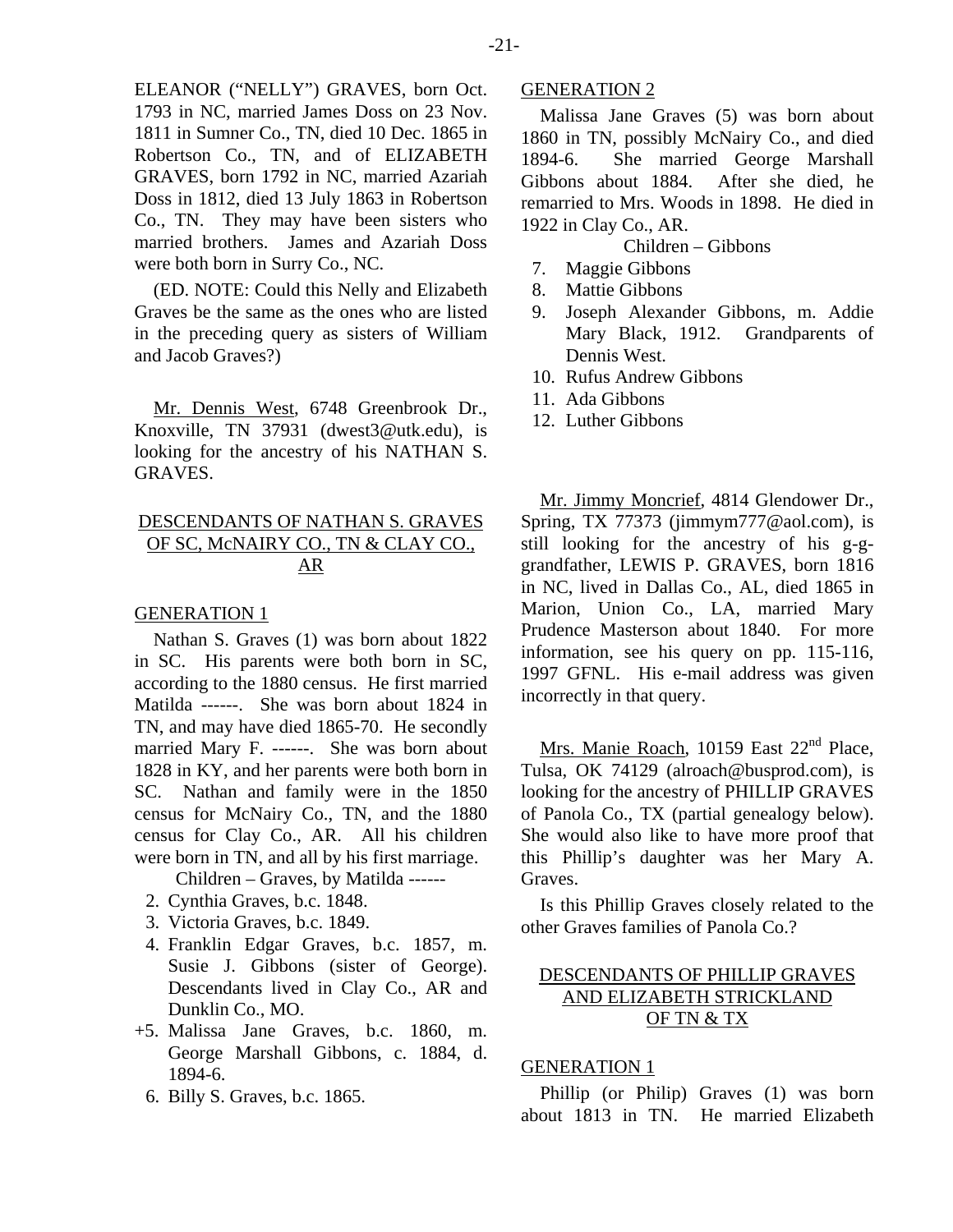ELEANOR ("NELLY") GRAVES, born Oct. 1793 in NC, married James Doss on 23 Nov. 1811 in Sumner Co., TN, died 10 Dec. 1865 in Robertson Co., TN, and of ELIZABETH GRAVES, born 1792 in NC, married Azariah Doss in 1812, died 13 July 1863 in Robertson Co., TN. They may have been sisters who married brothers. James and Azariah Doss were both born in Surry Co., NC.

(ED. NOTE: Could this Nelly and Elizabeth Graves be the same as the ones who are listed in the preceding query as sisters of William and Jacob Graves?)

Mr. Dennis West, 6748 Greenbrook Dr., Knoxville, TN 37931 (dwest3@utk.edu), is looking for the ancestry of his NATHAN S. GRAVES.

## DESCENDANTS OF NATHAN S. GRAVES OF SC, McNAIRY CO., TN & CLAY CO., AR

### GENERATION 1

Nathan S. Graves (1) was born about 1822 in SC. His parents were both born in SC, according to the 1880 census. He first married Matilda ------. She was born about 1824 in TN, and may have died 1865-70. He secondly married Mary F. ------. She was born about 1828 in KY, and her parents were both born in SC. Nathan and family were in the 1850 census for McNairy Co., TN, and the 1880 census for Clay Co., AR. All his children were born in TN, and all by his first marriage.

Children – Graves, by Matilda ------

2. Cynthia Graves, b.c. 1848.
3. Victoria Graves, b.c. 1849.
4. Franklin Edgar Graves, b.c. 1857, m. Susie J. Gibbons (sister of George). Descendants lived in Clay Co., AR and Dunklin Co., MO.

+5. Malissa Jane Graves, b.c. 1860, m. George Marshall Gibbons, c. 1884, d. 1894-6.

6. Billy S. Graves, b.c. 1865.

### GENERATION 2

Malissa Jane Graves (5) was born about 1860 in TN, possibly McNairy Co., and died 1894-6. She married George Marshall Gibbons about 1884. After she died, he remarried to Mrs. Woods in 1898. He died in 1922 in Clay Co., AR.

Children – Gibbons

7. Maggie Gibbons
8. Mattie Gibbons
9. Joseph Alexander Gibbons, m. Addie Mary Black, 1912. Grandparents of Dennis West.
10. Rufus Andrew Gibbons
11. Ada Gibbons
12. Luther Gibbons

Mr. Jimmy Moncrief, 4814 Glendower Dr., Spring, TX 77373 (jimmym777@aol.com), is still looking for the ancestry of his g-g-grandfather, LEWIS P. GRAVES, born 1816 in NC, lived in Dallas Co., AL, died 1865 in Marion, Union Co., LA, married Mary Prudence Masterson about 1840. For more information, see his query on pp. 115-116, 1997 GFNL. His e-mail address was given incorrectly in that query.

Mrs. Manie Roach, 10159 East 22nd Place, Tulsa, OK 74129 (alroach@busprod.com), is looking for the ancestry of PHILLIP GRAVES of Panola Co., TX (partial genealogy below). She would also like to have more proof that this Phillip's daughter was her Mary A. Graves.

Is this Phillip Graves closely related to the other Graves families of Panola Co.?

## DESCENDANTS OF PHILLIP GRAVES AND ELIZABETH STRICKLAND OF TN & TX

### GENERATION 1

Phillip (or Philip) Graves (1) was born about 1813 in TN. He married Elizabeth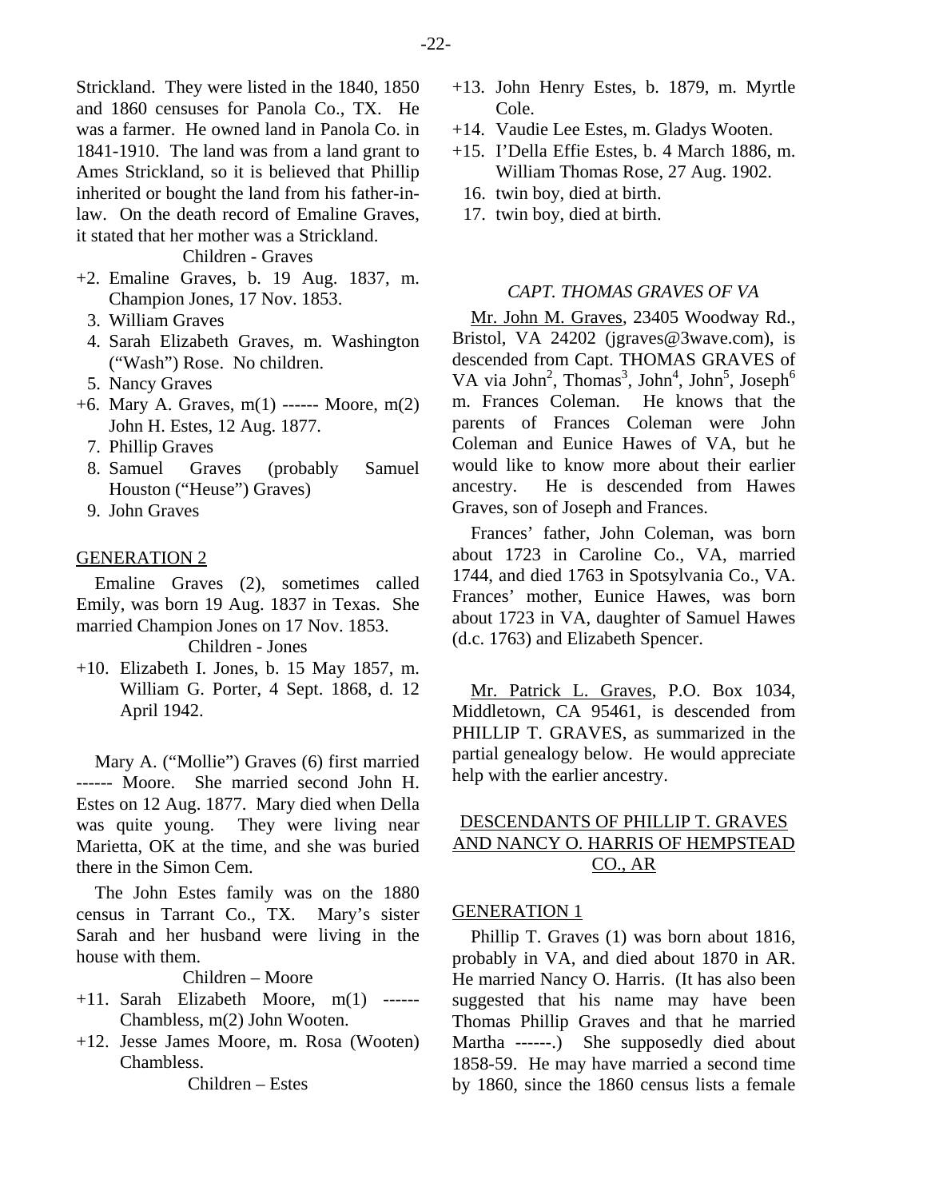Strickland. They were listed in the 1840, 1850 and 1860 censuses for Panola Co., TX. He was a farmer. He owned land in Panola Co. in 1841-1910. The land was from a land grant to Ames Strickland, so it is believed that Phillip inherited or bought the land from his father-in-law. On the death record of Emaline Graves, it stated that her mother was a Strickland.

Children - Graves

+2. Emaline Graves, b. 19 Aug. 1837, m. Champion Jones, 17 Nov. 1853.
3. William Graves
4. Sarah Elizabeth Graves, m. Washington ("Wash") Rose. No children.
5. Nancy Graves
+6. Mary A. Graves, m(1) ------ Moore, m(2) John H. Estes, 12 Aug. 1877.
7. Phillip Graves
8. Samuel Graves (probably Samuel Houston ("Heuse") Graves)
9. John Graves

GENERATION 2

Emaline Graves (2), sometimes called Emily, was born 19 Aug. 1837 in Texas. She married Champion Jones on 17 Nov. 1853.

Children - Jones

+10. Elizabeth I. Jones, b. 15 May 1857, m. William G. Porter, 4 Sept. 1868, d. 12 April 1942.

Mary A. ("Mollie") Graves (6) first married ------ Moore. She married second John H. Estes on 12 Aug. 1877. Mary died when Della was quite young. They were living near Marietta, OK at the time, and she was buried there in the Simon Cem.

The John Estes family was on the 1880 census in Tarrant Co., TX. Mary's sister Sarah and her husband were living in the house with them.

Children – Moore

+11. Sarah Elizabeth Moore, m(1) ------ Chambless, m(2) John Wooten.
+12. Jesse James Moore, m. Rosa (Wooten) Chambless.

Children – Estes

+13. John Henry Estes, b. 1879, m. Myrtle Cole.
+14. Vaudie Lee Estes, m. Gladys Wooten.
+15. I'Della Effie Estes, b. 4 March 1886, m. William Thomas Rose, 27 Aug. 1902.
16. twin boy, died at birth.
17. twin boy, died at birth.

*CAPT. THOMAS GRAVES OF VA*

Mr. John M. Graves, 23405 Woodway Rd., Bristol, VA 24202 (jgraves@3wave.com), is descended from Capt. THOMAS GRAVES of VA via John[2], Thomas[3], John[4], John[5], Joseph[6] m. Frances Coleman. He knows that the parents of Frances Coleman were John Coleman and Eunice Hawes of VA, but he would like to know more about their earlier ancestry. He is descended from Hawes Graves, son of Joseph and Frances.

Frances' father, John Coleman, was born about 1723 in Caroline Co., VA, married 1744, and died 1763 in Spotsylvania Co., VA. Frances' mother, Eunice Hawes, was born about 1723 in VA, daughter of Samuel Hawes (d.c. 1763) and Elizabeth Spencer.

Mr. Patrick L. Graves, P.O. Box 1034, Middletown, CA 95461, is descended from PHILLIP T. GRAVES, as summarized in the partial genealogy below. He would appreciate help with the earlier ancestry.

DESCENDANTS OF PHILLIP T. GRAVES AND NANCY O. HARRIS OF HEMPSTEAD CO., AR

GENERATION 1

Phillip T. Graves (1) was born about 1816, probably in VA, and died about 1870 in AR. He married Nancy O. Harris. (It has also been suggested that his name may have been Thomas Phillip Graves and that he married Martha ------.) She supposedly died about 1858-59. He may have married a second time by 1860, since the 1860 census lists a female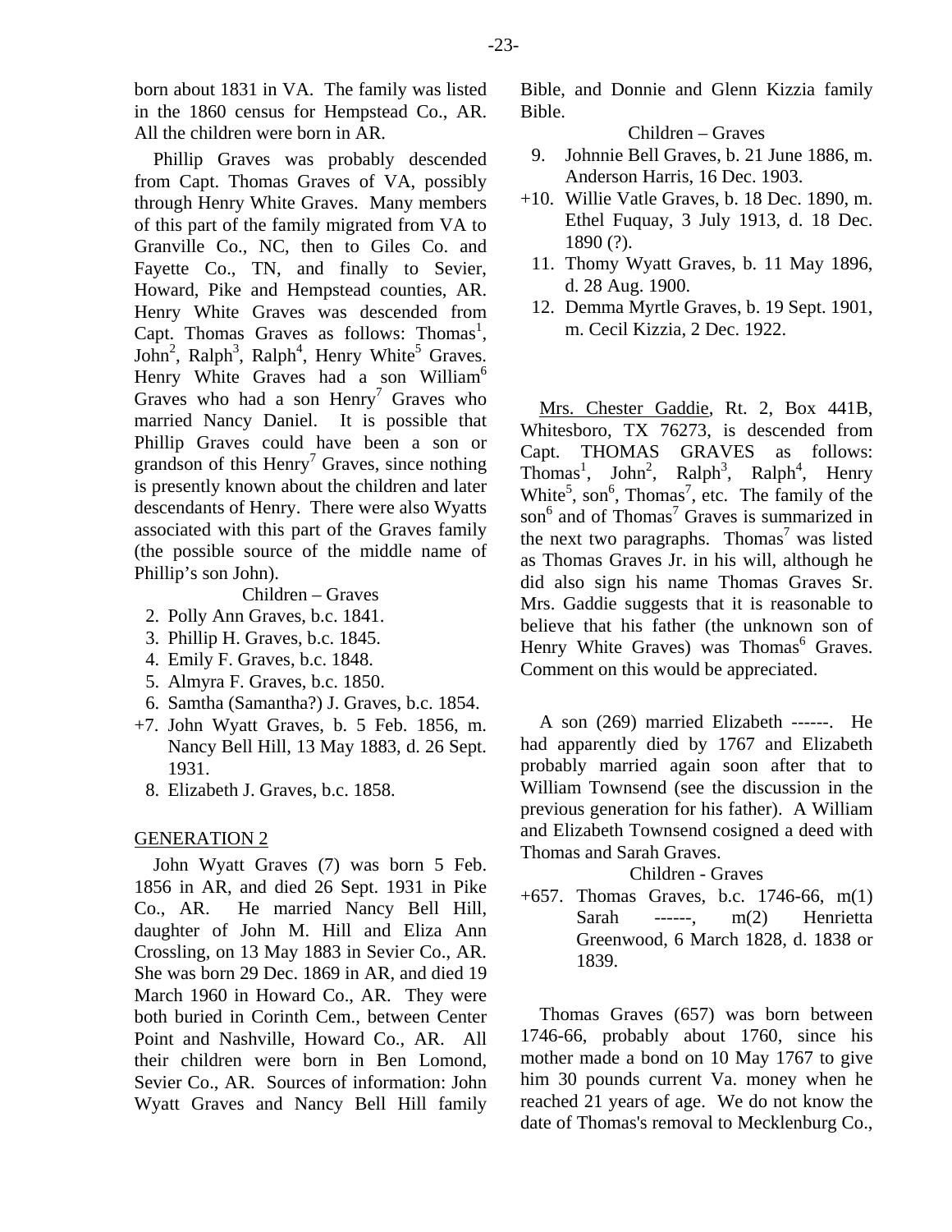born about 1831 in VA. The family was listed in the 1860 census for Hempstead Co., AR. All the children were born in AR.

Phillip Graves was probably descended from Capt. Thomas Graves of VA, possibly through Henry White Graves. Many members of this part of the family migrated from VA to Granville Co., NC, then to Giles Co. and Fayette Co., TN, and finally to Sevier, Howard, Pike and Hempstead counties, AR. Henry White Graves was descended from Capt. Thomas Graves as follows: Thomas[1], John[2], Ralph[3], Ralph[4], Henry White[5] Graves. Henry White Graves had a son William[6] Graves who had a son Henry[7] Graves who married Nancy Daniel. It is possible that Phillip Graves could have been a son or grandson of this Henry[7] Graves, since nothing is presently known about the children and later descendants of Henry. There were also Wyatts associated with this part of the Graves family (the possible source of the middle name of Phillip's son John).

Children – Graves

2. Polly Ann Graves, b.c. 1841.
3. Phillip H. Graves, b.c. 1845.
4. Emily F. Graves, b.c. 1848.
5. Almyra F. Graves, b.c. 1850.
6. Samtha (Samantha?) J. Graves, b.c. 1854.

+7. John Wyatt Graves, b. 5 Feb. 1856, m. Nancy Bell Hill, 13 May 1883, d. 26 Sept. 1931.

8. Elizabeth J. Graves, b.c. 1858.

GENERATION 2

John Wyatt Graves (7) was born 5 Feb. 1856 in AR, and died 26 Sept. 1931 in Pike Co., AR. He married Nancy Bell Hill, daughter of John M. Hill and Eliza Ann Crossling, on 13 May 1883 in Sevier Co., AR. She was born 29 Dec. 1869 in AR, and died 19 March 1960 in Howard Co., AR. They were both buried in Corinth Cem., between Center Point and Nashville, Howard Co., AR. All their children were born in Ben Lomond, Sevier Co., AR. Sources of information: John Wyatt Graves and Nancy Bell Hill family Bible, and Donnie and Glenn Kizzia family Bible.

Children – Graves

9. Johnnie Bell Graves, b. 21 June 1886, m. Anderson Harris, 16 Dec. 1903.

+10. Willie Vatle Graves, b. 18 Dec. 1890, m. Ethel Fuquay, 3 July 1913, d. 18 Dec. 1890 (?).

11. Thomy Wyatt Graves, b. 11 May 1896, d. 28 Aug. 1900.
12. Demma Myrtle Graves, b. 19 Sept. 1901, m. Cecil Kizzia, 2 Dec. 1922.

Mrs. Chester Gaddie, Rt. 2, Box 441B, Whitesboro, TX 76273, is descended from Capt. THOMAS GRAVES as follows: Thomas[1], John[2], Ralph[3], Ralph[4], Henry White[5], son[6], Thomas[7], etc. The family of the son[6] and of Thomas[7] Graves is summarized in the next two paragraphs. Thomas[7] was listed as Thomas Graves Jr. in his will, although he did also sign his name Thomas Graves Sr. Mrs. Gaddie suggests that it is reasonable to believe that his father (the unknown son of Henry White Graves) was Thomas[6] Graves. Comment on this would be appreciated.

A son (269) married Elizabeth ------. He had apparently died by 1767 and Elizabeth probably married again soon after that to William Townsend (see the discussion in the previous generation for his father). A William and Elizabeth Townsend cosigned a deed with Thomas and Sarah Graves.

Children - Graves

+657. Thomas Graves, b.c. 1746-66, m(1) Sarah ------, m(2) Henrietta Greenwood, 6 March 1828, d. 1838 or 1839.

Thomas Graves (657) was born between 1746-66, probably about 1760, since his mother made a bond on 10 May 1767 to give him 30 pounds current Va. money when he reached 21 years of age. We do not know the date of Thomas's removal to Mecklenburg Co.,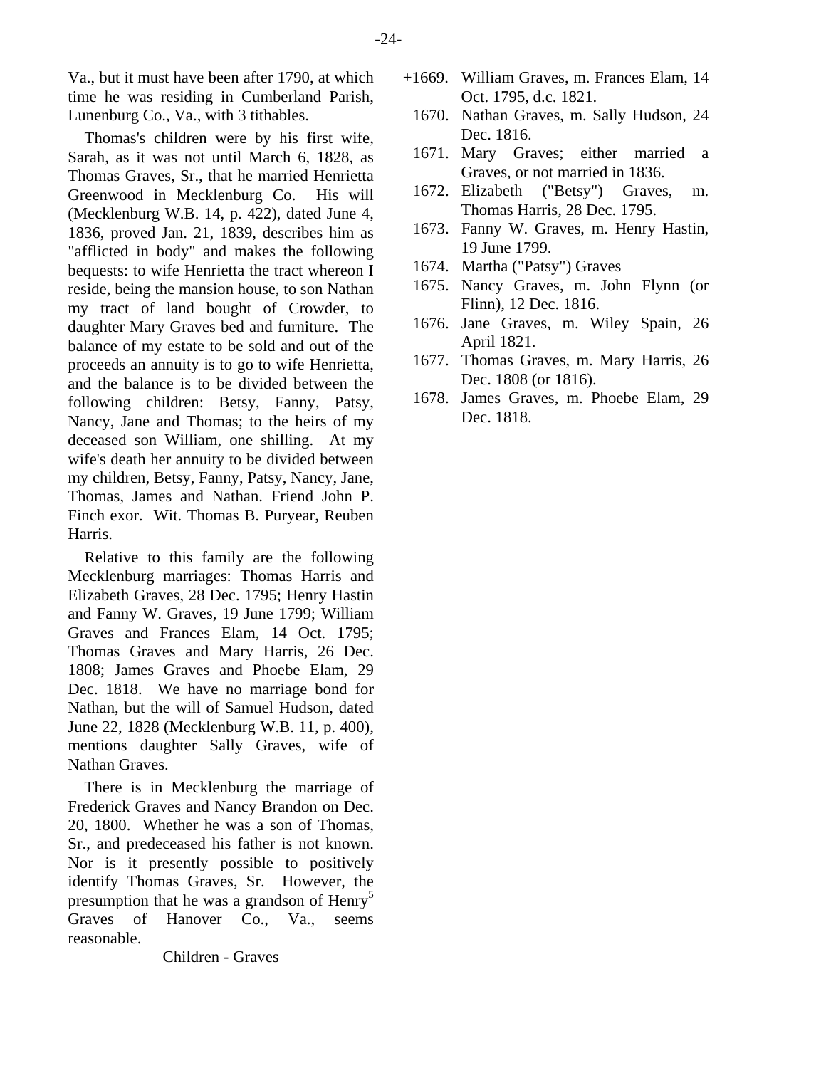Va., but it must have been after 1790, at which time he was residing in Cumberland Parish, Lunenburg Co., Va., with 3 tithables.

Thomas's children were by his first wife, Sarah, as it was not until March 6, 1828, as Thomas Graves, Sr., that he married Henrietta Greenwood in Mecklenburg Co. His will (Mecklenburg W.B. 14, p. 422), dated June 4, 1836, proved Jan. 21, 1839, describes him as "afflicted in body" and makes the following bequests: to wife Henrietta the tract whereon I reside, being the mansion house, to son Nathan my tract of land bought of Crowder, to daughter Mary Graves bed and furniture. The balance of my estate to be sold and out of the proceeds an annuity is to go to wife Henrietta, and the balance is to be divided between the following children: Betsy, Fanny, Patsy, Nancy, Jane and Thomas; to the heirs of my deceased son William, one shilling. At my wife's death her annuity to be divided between my children, Betsy, Fanny, Patsy, Nancy, Jane, Thomas, James and Nathan. Friend John P. Finch exor. Wit. Thomas B. Puryear, Reuben Harris.

Relative to this family are the following Mecklenburg marriages: Thomas Harris and Elizabeth Graves, 28 Dec. 1795; Henry Hastin and Fanny W. Graves, 19 June 1799; William Graves and Frances Elam, 14 Oct. 1795; Thomas Graves and Mary Harris, 26 Dec. 1808; James Graves and Phoebe Elam, 29 Dec. 1818. We have no marriage bond for Nathan, but the will of Samuel Hudson, dated June 22, 1828 (Mecklenburg W.B. 11, p. 400), mentions daughter Sally Graves, wife of Nathan Graves.

There is in Mecklenburg the marriage of Frederick Graves and Nancy Brandon on Dec. 20, 1800. Whether he was a son of Thomas, Sr., and predeceased his father is not known. Nor is it presently possible to positively identify Thomas Graves, Sr. However, the presumption that he was a grandson of Henry[5] Graves of Hanover Co., Va., seems reasonable.

Children - Graves

+1669. William Graves, m. Frances Elam, 14 Oct. 1795, d.c. 1821.
1670. Nathan Graves, m. Sally Hudson, 24 Dec. 1816.
1671. Mary Graves; either married a Graves, or not married in 1836.
1672. Elizabeth ("Betsy") Graves, m. Thomas Harris, 28 Dec. 1795.
1673. Fanny W. Graves, m. Henry Hastin, 19 June 1799.
1674. Martha ("Patsy") Graves
1675. Nancy Graves, m. John Flynn (or Flinn), 12 Dec. 1816.
1676. Jane Graves, m. Wiley Spain, 26 April 1821.
1677. Thomas Graves, m. Mary Harris, 26 Dec. 1808 (or 1816).
1678. James Graves, m. Phoebe Elam, 29 Dec. 1818.